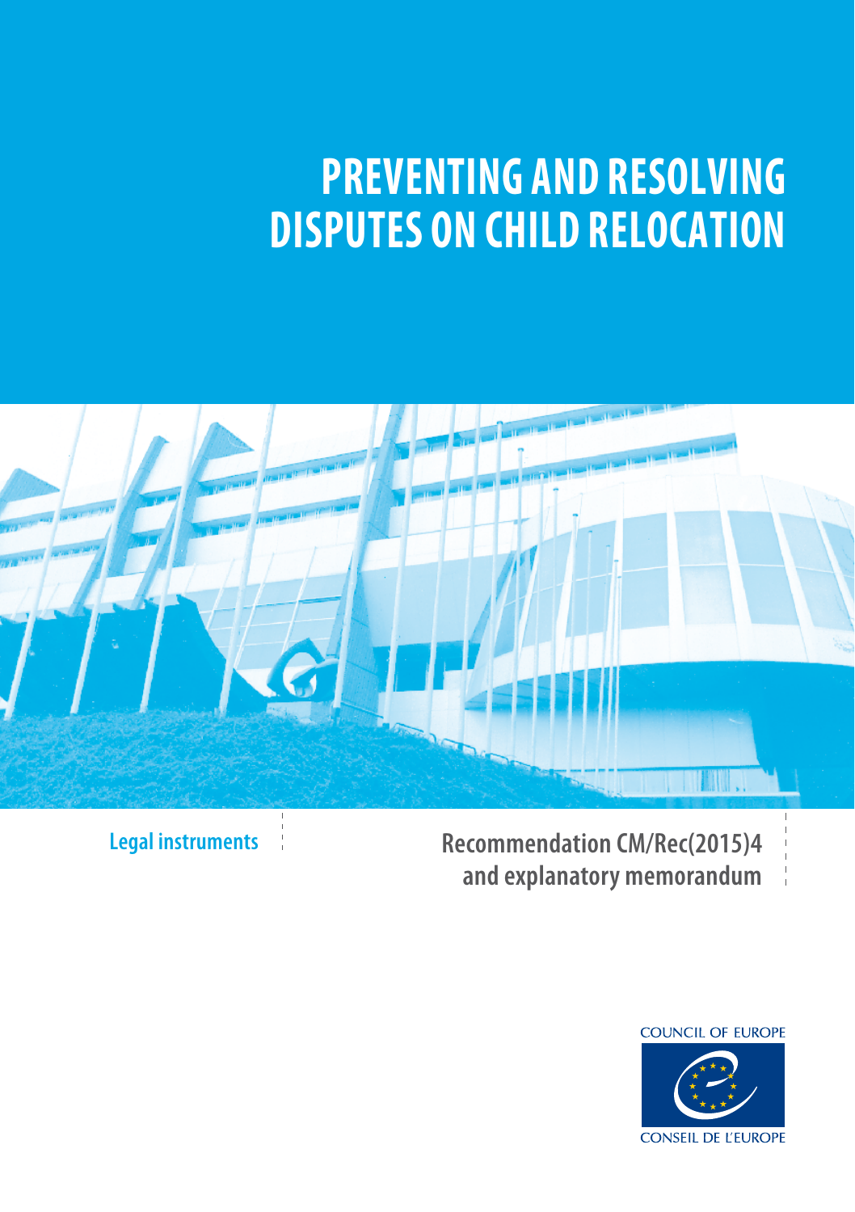# PREVENTING AND RESOLVING DISPUTES ON CHILD RELOCATION

Legal instruments

Recommendation CM/Rec(2015)4 and explanatory memorandum

COUNCIL OF EUROPE

CONSEIL DE L'EUROPE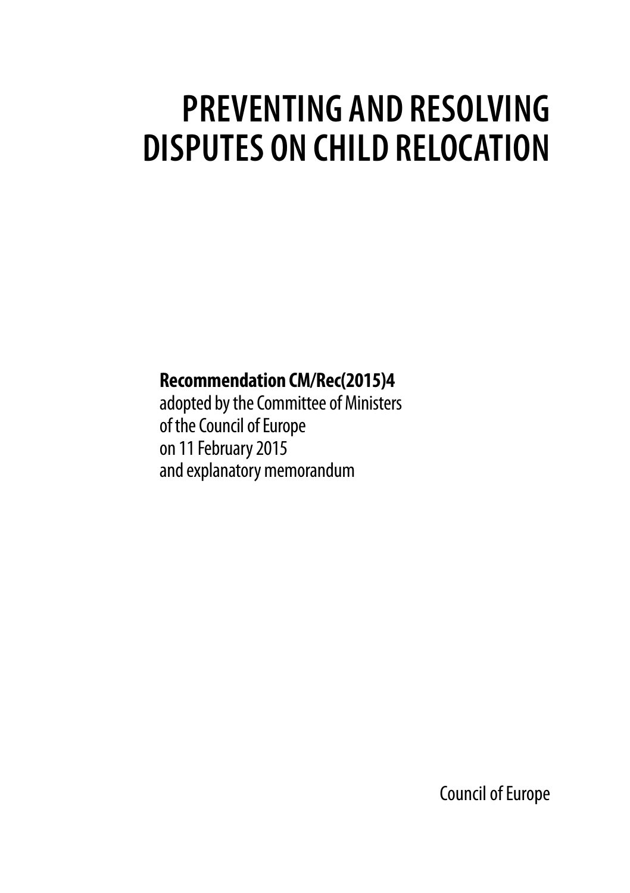# PREVENTING AND RESOLVING DISPUTES ON CHILD RELOCATION

**Recommendation CM/Rec(2015)4**
adopted by the Committee of Ministers
of the Council of Europe
on 11 February 2015
and explanatory memorandum

Council of Europe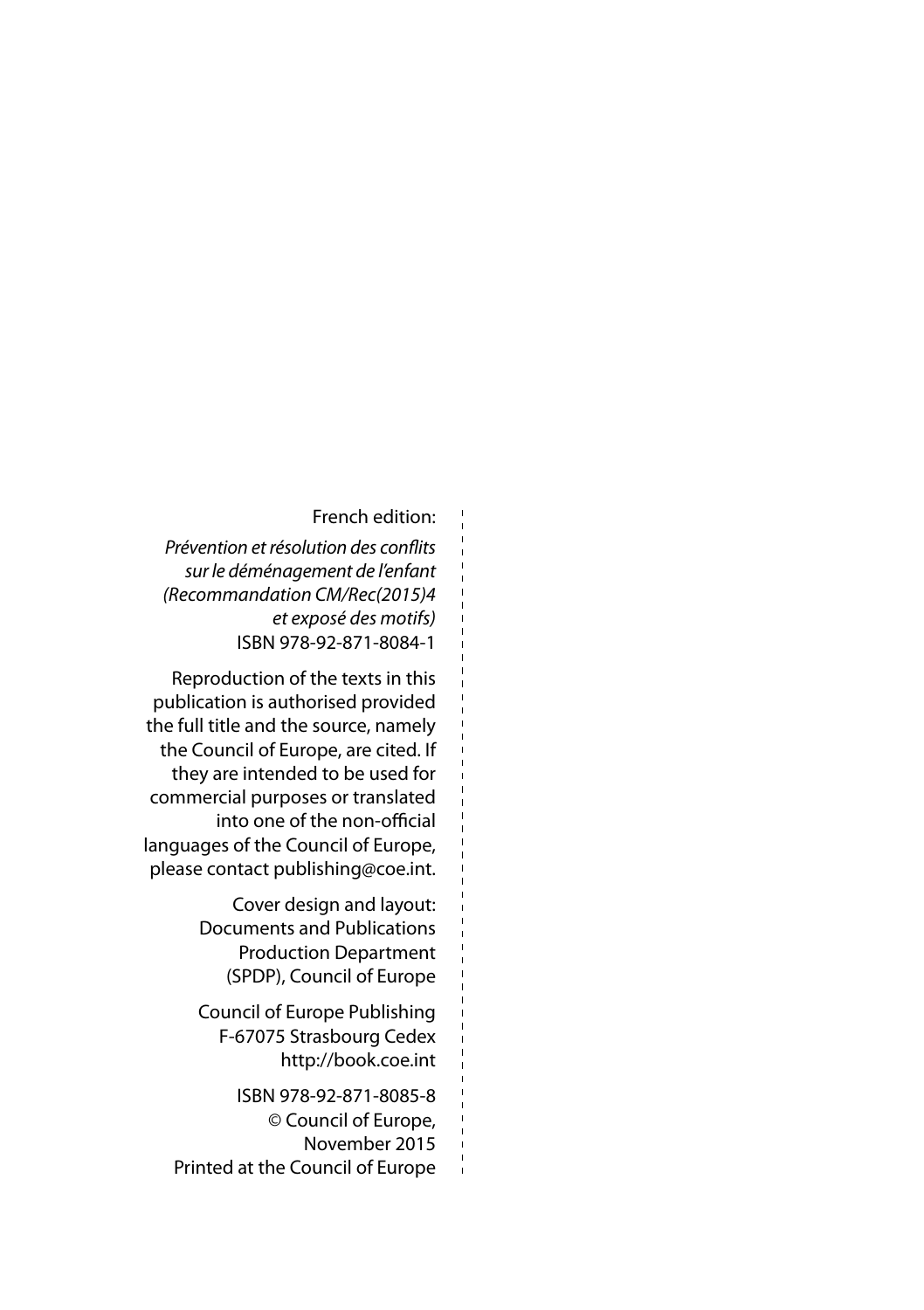French edition:

*Prévention et résolution des conflits sur le déménagement de l'enfant (Recommandation CM/Rec(2015)4 et exposé des motifs)*
ISBN 978-92-871-8084-1

Reproduction of the texts in this publication is authorised provided the full title and the source, namely the Council of Europe, are cited. If they are intended to be used for commercial purposes or translated into one of the non-official languages of the Council of Europe, please contact publishing@coe.int.

Cover design and layout: Documents and Publications Production Department (SPDP), Council of Europe

Council of Europe Publishing
F-67075 Strasbourg Cedex
http://book.coe.int

ISBN 978-92-871-8085-8
© Council of Europe, November 2015
Printed at the Council of Europe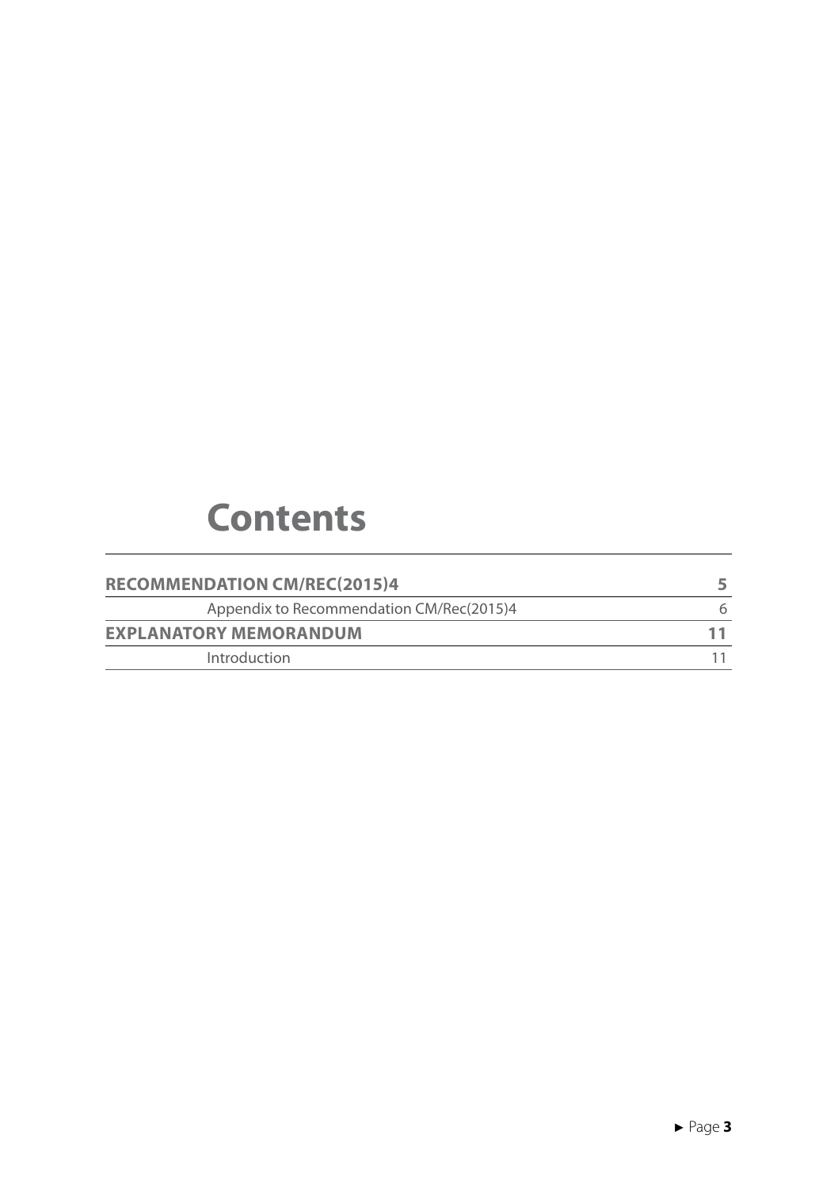# Contents

| | |
|---|---|
| **RECOMMENDATION CM/REC(2015)4** | **5** |
| Appendix to Recommendation CM/Rec(2015)4 | 6 |
| **EXPLANATORY MEMORANDUM** | **11** |
| Introduction | 11 |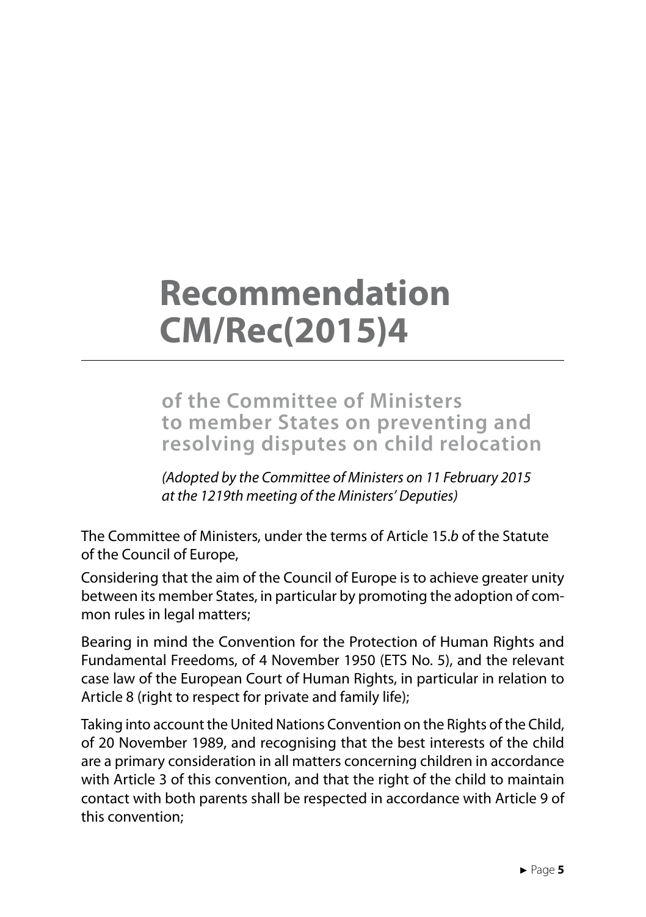# Recommendation CM/Rec(2015)4

## of the Committee of Ministers to member States on preventing and resolving disputes on child relocation

*(Adopted by the Committee of Ministers on 11 February 2015 at the 1219th meeting of the Ministers' Deputies)*

The Committee of Ministers, under the terms of Article 15.*b* of the Statute of the Council of Europe,

Considering that the aim of the Council of Europe is to achieve greater unity between its member States, in particular by promoting the adoption of common rules in legal matters;

Bearing in mind the Convention for the Protection of Human Rights and Fundamental Freedoms, of 4 November 1950 (ETS No. 5), and the relevant case law of the European Court of Human Rights, in particular in relation to Article 8 (right to respect for private and family life);

Taking into account the United Nations Convention on the Rights of the Child, of 20 November 1989, and recognising that the best interests of the child are a primary consideration in all matters concerning children in accordance with Article 3 of this convention, and that the right of the child to maintain contact with both parents shall be respected in accordance with Article 9 of this convention;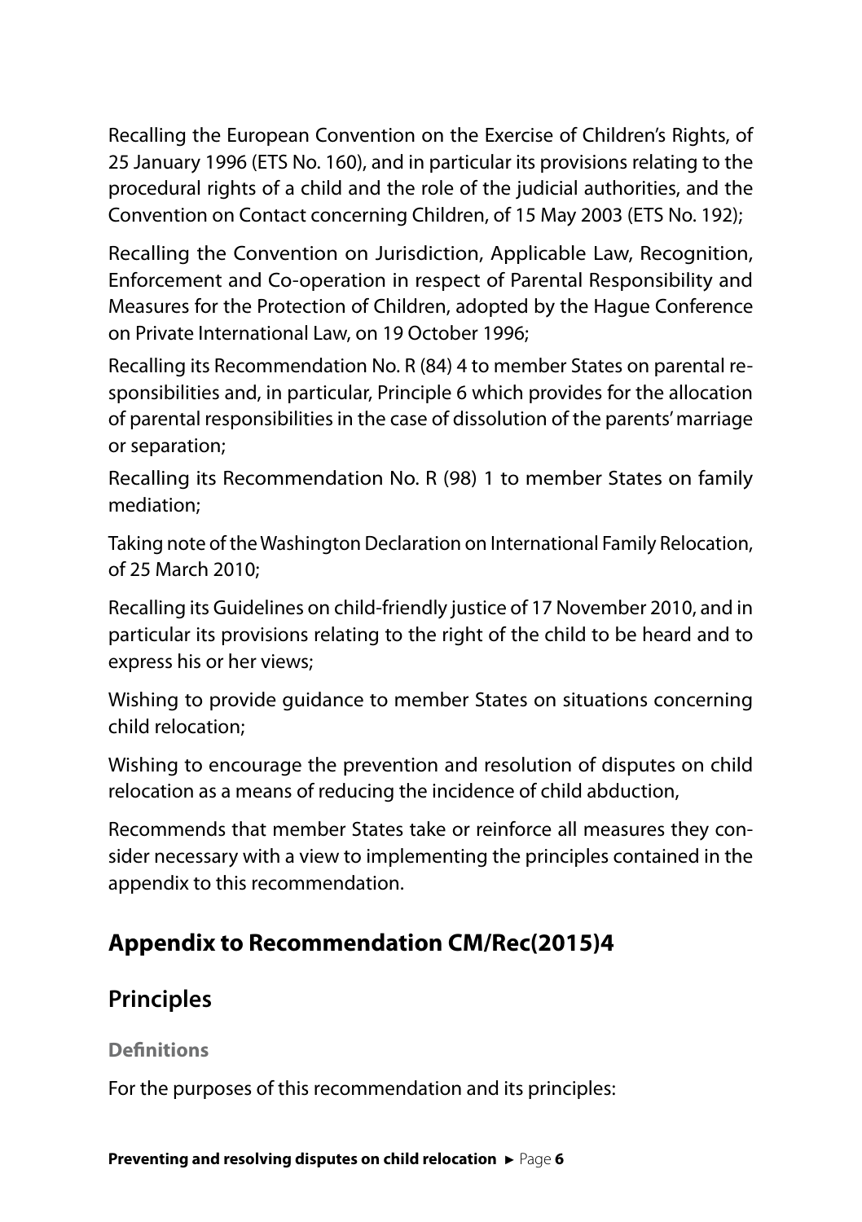Recalling the European Convention on the Exercise of Children's Rights, of 25 January 1996 (ETS No. 160), and in particular its provisions relating to the procedural rights of a child and the role of the judicial authorities, and the Convention on Contact concerning Children, of 15 May 2003 (ETS No. 192);

Recalling the Convention on Jurisdiction, Applicable Law, Recognition, Enforcement and Co-operation in respect of Parental Responsibility and Measures for the Protection of Children, adopted by the Hague Conference on Private International Law, on 19 October 1996;

Recalling its Recommendation No. R (84) 4 to member States on parental responsibilities and, in particular, Principle 6 which provides for the allocation of parental responsibilities in the case of dissolution of the parents' marriage or separation;

Recalling its Recommendation No. R (98) 1 to member States on family mediation;

Taking note of the Washington Declaration on International Family Relocation, of 25 March 2010;

Recalling its Guidelines on child-friendly justice of 17 November 2010, and in particular its provisions relating to the right of the child to be heard and to express his or her views;

Wishing to provide guidance to member States on situations concerning child relocation;

Wishing to encourage the prevention and resolution of disputes on child relocation as a means of reducing the incidence of child abduction,

Recommends that member States take or reinforce all measures they consider necessary with a view to implementing the principles contained in the appendix to this recommendation.

## Appendix to Recommendation CM/Rec(2015)4

## Principles

### Definitions

For the purposes of this recommendation and its principles: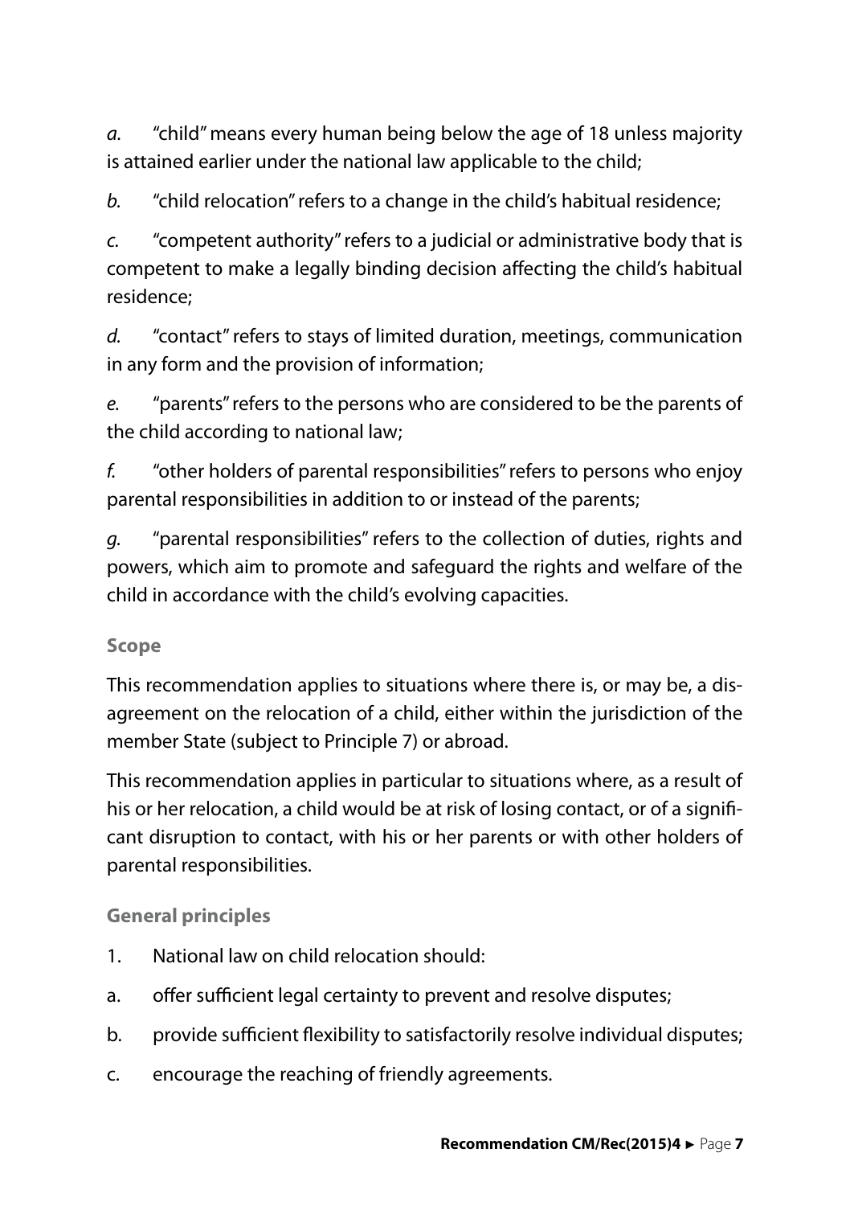*a*. "child" means every human being below the age of 18 unless majority is attained earlier under the national law applicable to the child;

*b*. "child relocation" refers to a change in the child's habitual residence;

*c*. "competent authority" refers to a judicial or administrative body that is competent to make a legally binding decision affecting the child's habitual residence;

*d*. "contact" refers to stays of limited duration, meetings, communication in any form and the provision of information;

*e*. "parents" refers to the persons who are considered to be the parents of the child according to national law;

*f*. "other holders of parental responsibilities" refers to persons who enjoy parental responsibilities in addition to or instead of the parents;

*g*. "parental responsibilities" refers to the collection of duties, rights and powers, which aim to promote and safeguard the rights and welfare of the child in accordance with the child's evolving capacities.

### Scope

This recommendation applies to situations where there is, or may be, a disagreement on the relocation of a child, either within the jurisdiction of the member State (subject to Principle 7) or abroad.

This recommendation applies in particular to situations where, as a result of his or her relocation, a child would be at risk of losing contact, or of a significant disruption to contact, with his or her parents or with other holders of parental responsibilities.

### General principles

1. National law on child relocation should:

a. offer sufficient legal certainty to prevent and resolve disputes;

b. provide sufficient flexibility to satisfactorily resolve individual disputes;

c. encourage the reaching of friendly agreements.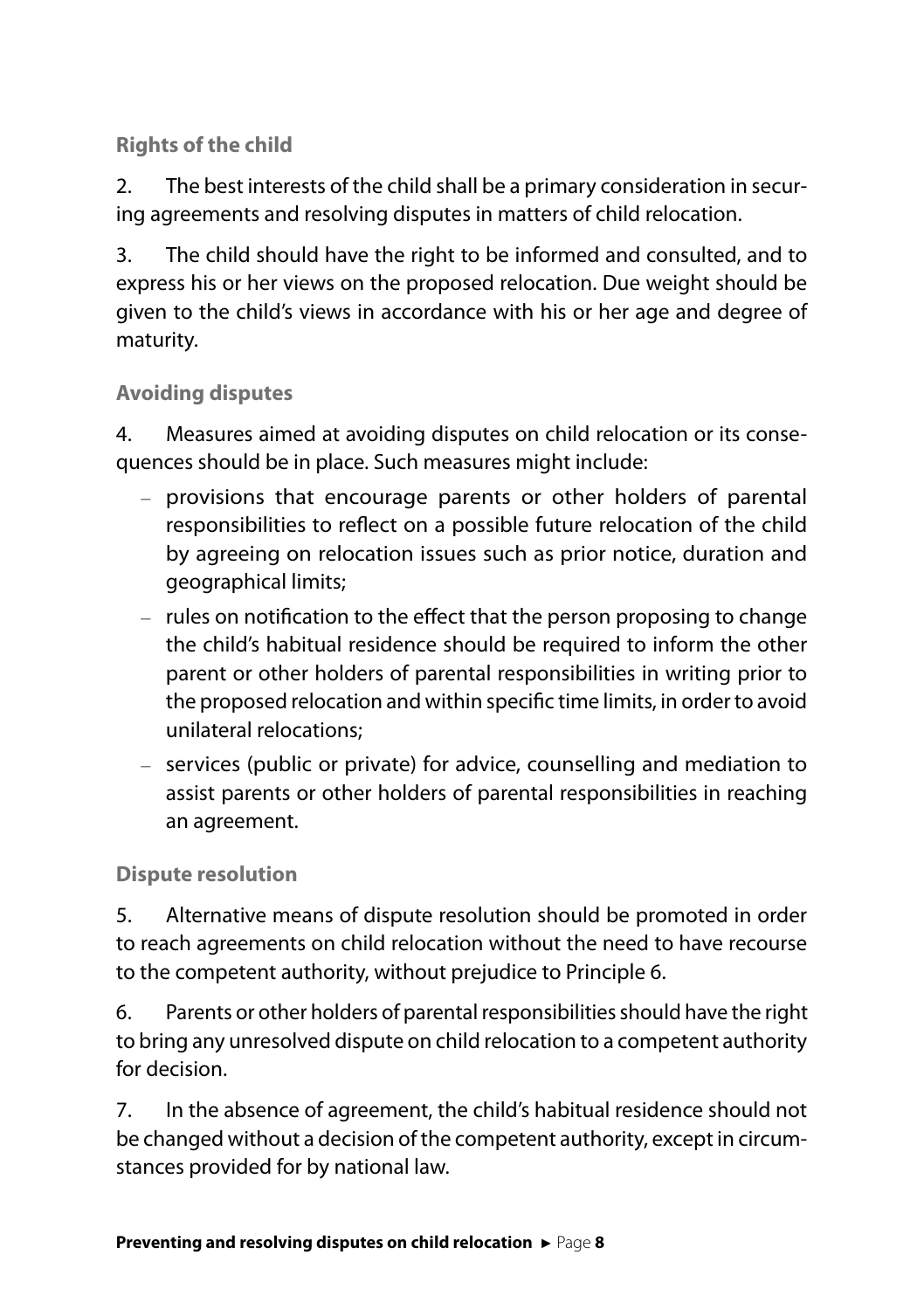### Rights of the child

2. The best interests of the child shall be a primary consideration in securing agreements and resolving disputes in matters of child relocation.

3. The child should have the right to be informed and consulted, and to express his or her views on the proposed relocation. Due weight should be given to the child's views in accordance with his or her age and degree of maturity.

### Avoiding disputes

4. Measures aimed at avoiding disputes on child relocation or its consequences should be in place. Such measures might include:

- provisions that encourage parents or other holders of parental responsibilities to reflect on a possible future relocation of the child by agreeing on relocation issues such as prior notice, duration and geographical limits;
- rules on notification to the effect that the person proposing to change the child's habitual residence should be required to inform the other parent or other holders of parental responsibilities in writing prior to the proposed relocation and within specific time limits, in order to avoid unilateral relocations;
- services (public or private) for advice, counselling and mediation to assist parents or other holders of parental responsibilities in reaching an agreement.

### Dispute resolution

5. Alternative means of dispute resolution should be promoted in order to reach agreements on child relocation without the need to have recourse to the competent authority, without prejudice to Principle 6.

6. Parents or other holders of parental responsibilities should have the right to bring any unresolved dispute on child relocation to a competent authority for decision.

7. In the absence of agreement, the child's habitual residence should not be changed without a decision of the competent authority, except in circumstances provided for by national law.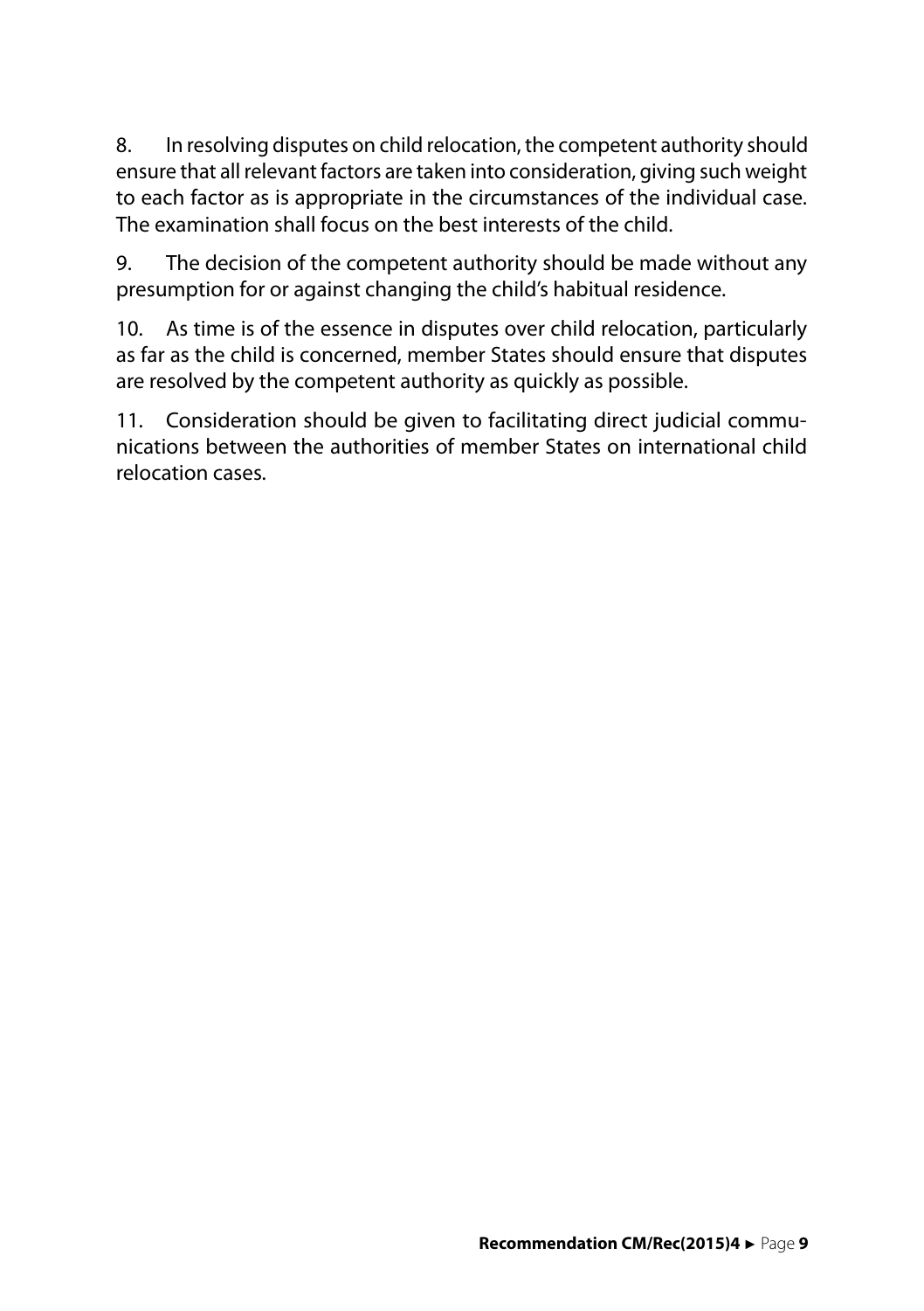8. In resolving disputes on child relocation, the competent authority should ensure that all relevant factors are taken into consideration, giving such weight to each factor as is appropriate in the circumstances of the individual case. The examination shall focus on the best interests of the child.

9. The decision of the competent authority should be made without any presumption for or against changing the child's habitual residence.

10. As time is of the essence in disputes over child relocation, particularly as far as the child is concerned, member States should ensure that disputes are resolved by the competent authority as quickly as possible.

11. Consideration should be given to facilitating direct judicial communications between the authorities of member States on international child relocation cases.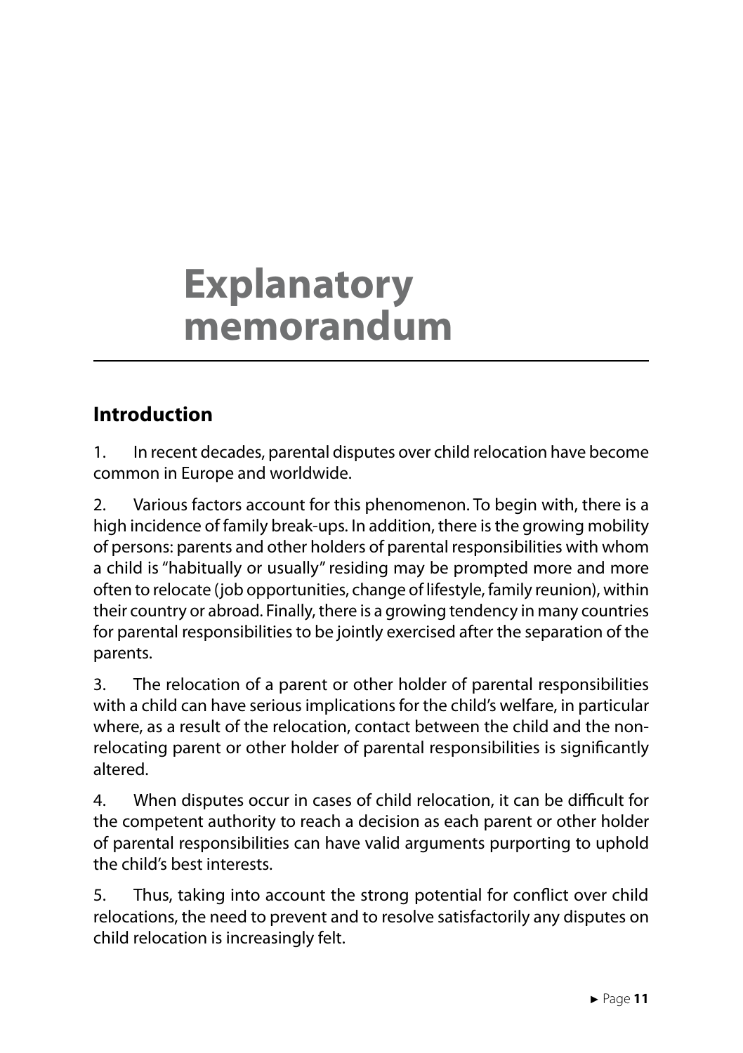# Explanatory memorandum

## Introduction

1. In recent decades, parental disputes over child relocation have become common in Europe and worldwide.

2. Various factors account for this phenomenon. To begin with, there is a high incidence of family break-ups. In addition, there is the growing mobility of persons: parents and other holders of parental responsibilities with whom a child is "habitually or usually" residing may be prompted more and more often to relocate (job opportunities, change of lifestyle, family reunion), within their country or abroad. Finally, there is a growing tendency in many countries for parental responsibilities to be jointly exercised after the separation of the parents.

3. The relocation of a parent or other holder of parental responsibilities with a child can have serious implications for the child's welfare, in particular where, as a result of the relocation, contact between the child and the non-relocating parent or other holder of parental responsibilities is significantly altered.

4. When disputes occur in cases of child relocation, it can be difficult for the competent authority to reach a decision as each parent or other holder of parental responsibilities can have valid arguments purporting to uphold the child's best interests.

5. Thus, taking into account the strong potential for conflict over child relocations, the need to prevent and to resolve satisfactorily any disputes on child relocation is increasingly felt.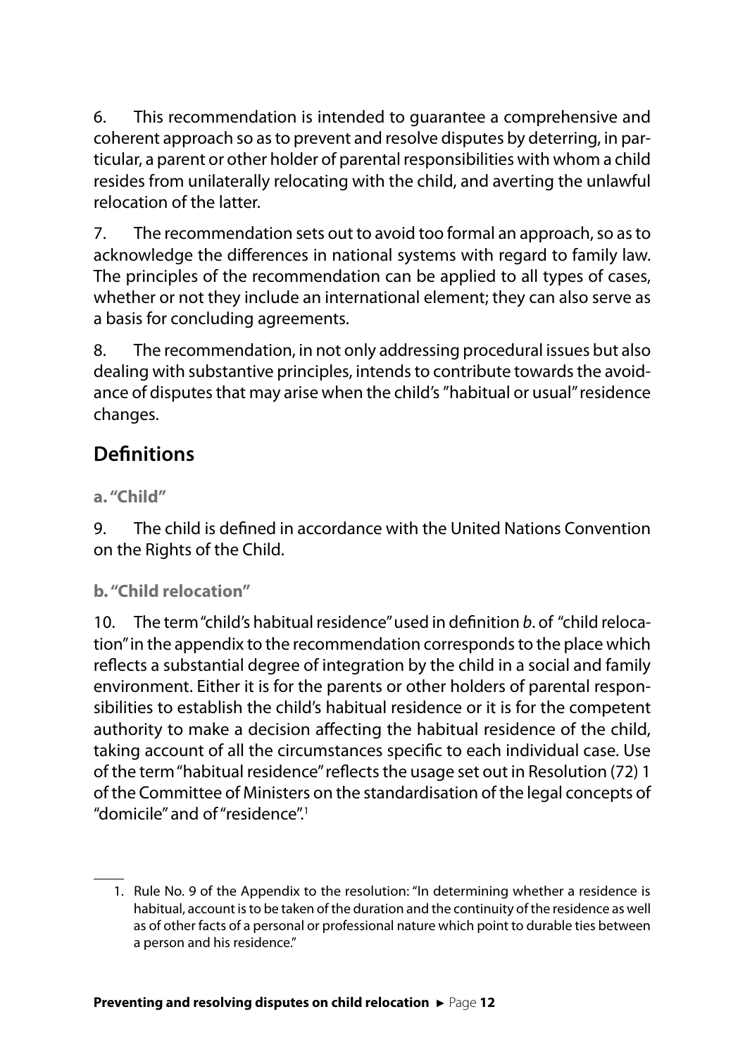6. This recommendation is intended to guarantee a comprehensive and coherent approach so as to prevent and resolve disputes by deterring, in particular, a parent or other holder of parental responsibilities with whom a child resides from unilaterally relocating with the child, and averting the unlawful relocation of the latter.

7. The recommendation sets out to avoid too formal an approach, so as to acknowledge the differences in national systems with regard to family law. The principles of the recommendation can be applied to all types of cases, whether or not they include an international element; they can also serve as a basis for concluding agreements.

8. The recommendation, in not only addressing procedural issues but also dealing with substantive principles, intends to contribute towards the avoidance of disputes that may arise when the child's "habitual or usual" residence changes.

## Definitions

### a. "Child"

9. The child is defined in accordance with the United Nations Convention on the Rights of the Child.

### b. "Child relocation"

10. The term "child's habitual residence" used in definition *b*. of "child relocation" in the appendix to the recommendation corresponds to the place which reflects a substantial degree of integration by the child in a social and family environment. Either it is for the parents or other holders of parental responsibilities to establish the child's habitual residence or it is for the competent authority to make a decision affecting the habitual residence of the child, taking account of all the circumstances specific to each individual case. Use of the term "habitual residence" reflects the usage set out in Resolution (72) 1 of the Committee of Ministers on the standardisation of the legal concepts of "domicile" and of "residence".[1]

---

1. Rule No. 9 of the Appendix to the resolution: "In determining whether a residence is habitual, account is to be taken of the duration and the continuity of the residence as well as of other facts of a personal or professional nature which point to durable ties between a person and his residence."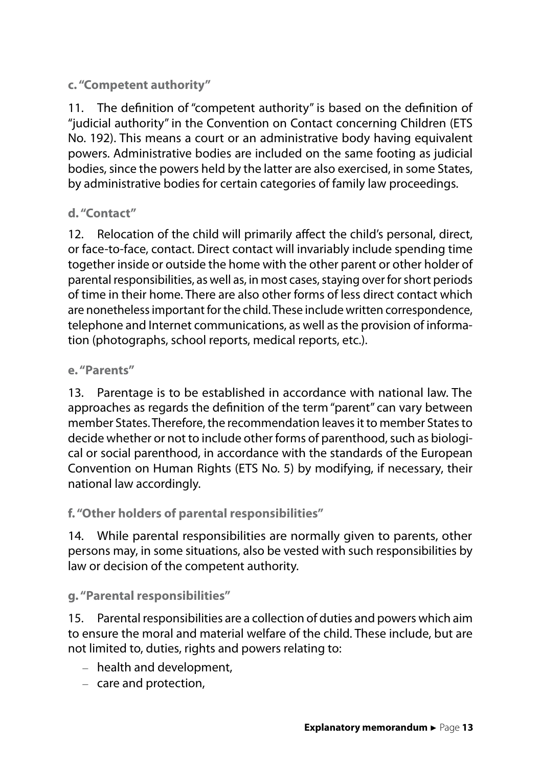### c. "Competent authority"

11. The definition of "competent authority" is based on the definition of "judicial authority" in the Convention on Contact concerning Children (ETS No. 192). This means a court or an administrative body having equivalent powers. Administrative bodies are included on the same footing as judicial bodies, since the powers held by the latter are also exercised, in some States, by administrative bodies for certain categories of family law proceedings.

### d. "Contact"

12. Relocation of the child will primarily affect the child's personal, direct, or face-to-face, contact. Direct contact will invariably include spending time together inside or outside the home with the other parent or other holder of parental responsibilities, as well as, in most cases, staying over for short periods of time in their home. There are also other forms of less direct contact which are nonetheless important for the child. These include written correspondence, telephone and Internet communications, as well as the provision of information (photographs, school reports, medical reports, etc.).

### e. "Parents"

13. Parentage is to be established in accordance with national law. The approaches as regards the definition of the term "parent" can vary between member States. Therefore, the recommendation leaves it to member States to decide whether or not to include other forms of parenthood, such as biological or social parenthood, in accordance with the standards of the European Convention on Human Rights (ETS No. 5) by modifying, if necessary, their national law accordingly.

### f. "Other holders of parental responsibilities"

14. While parental responsibilities are normally given to parents, other persons may, in some situations, also be vested with such responsibilities by law or decision of the competent authority.

### g. "Parental responsibilities"

15. Parental responsibilities are a collection of duties and powers which aim to ensure the moral and material welfare of the child. These include, but are not limited to, duties, rights and powers relating to:

- health and development,
- care and protection,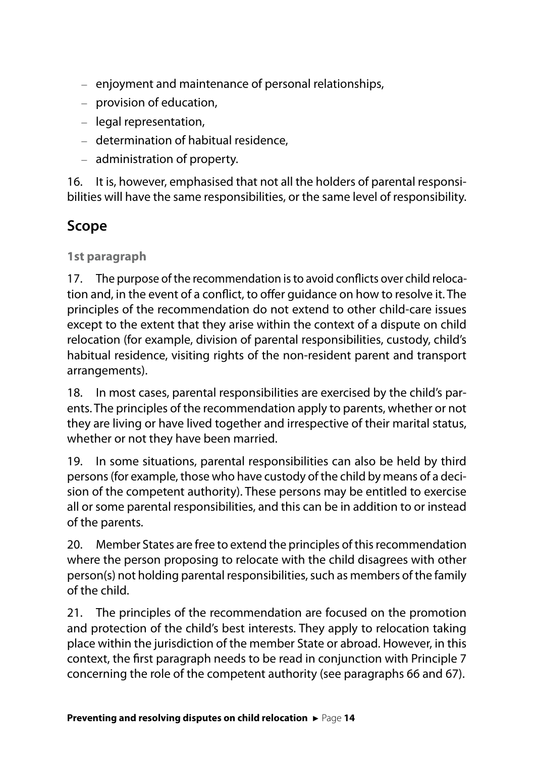- enjoyment and maintenance of personal relationships,
- provision of education,
- legal representation,
- determination of habitual residence,
- administration of property.

16. It is, however, emphasised that not all the holders of parental responsibilities will have the same responsibilities, or the same level of responsibility.

## Scope

**1st paragraph**

17. The purpose of the recommendation is to avoid conflicts over child relocation and, in the event of a conflict, to offer guidance on how to resolve it. The principles of the recommendation do not extend to other child-care issues except to the extent that they arise within the context of a dispute on child relocation (for example, division of parental responsibilities, custody, child's habitual residence, visiting rights of the non-resident parent and transport arrangements).

18. In most cases, parental responsibilities are exercised by the child's parents. The principles of the recommendation apply to parents, whether or not they are living or have lived together and irrespective of their marital status, whether or not they have been married.

19. In some situations, parental responsibilities can also be held by third persons (for example, those who have custody of the child by means of a decision of the competent authority). These persons may be entitled to exercise all or some parental responsibilities, and this can be in addition to or instead of the parents.

20. Member States are free to extend the principles of this recommendation where the person proposing to relocate with the child disagrees with other person(s) not holding parental responsibilities, such as members of the family of the child.

21. The principles of the recommendation are focused on the promotion and protection of the child's best interests. They apply to relocation taking place within the jurisdiction of the member State or abroad. However, in this context, the first paragraph needs to be read in conjunction with Principle 7 concerning the role of the competent authority (see paragraphs 66 and 67).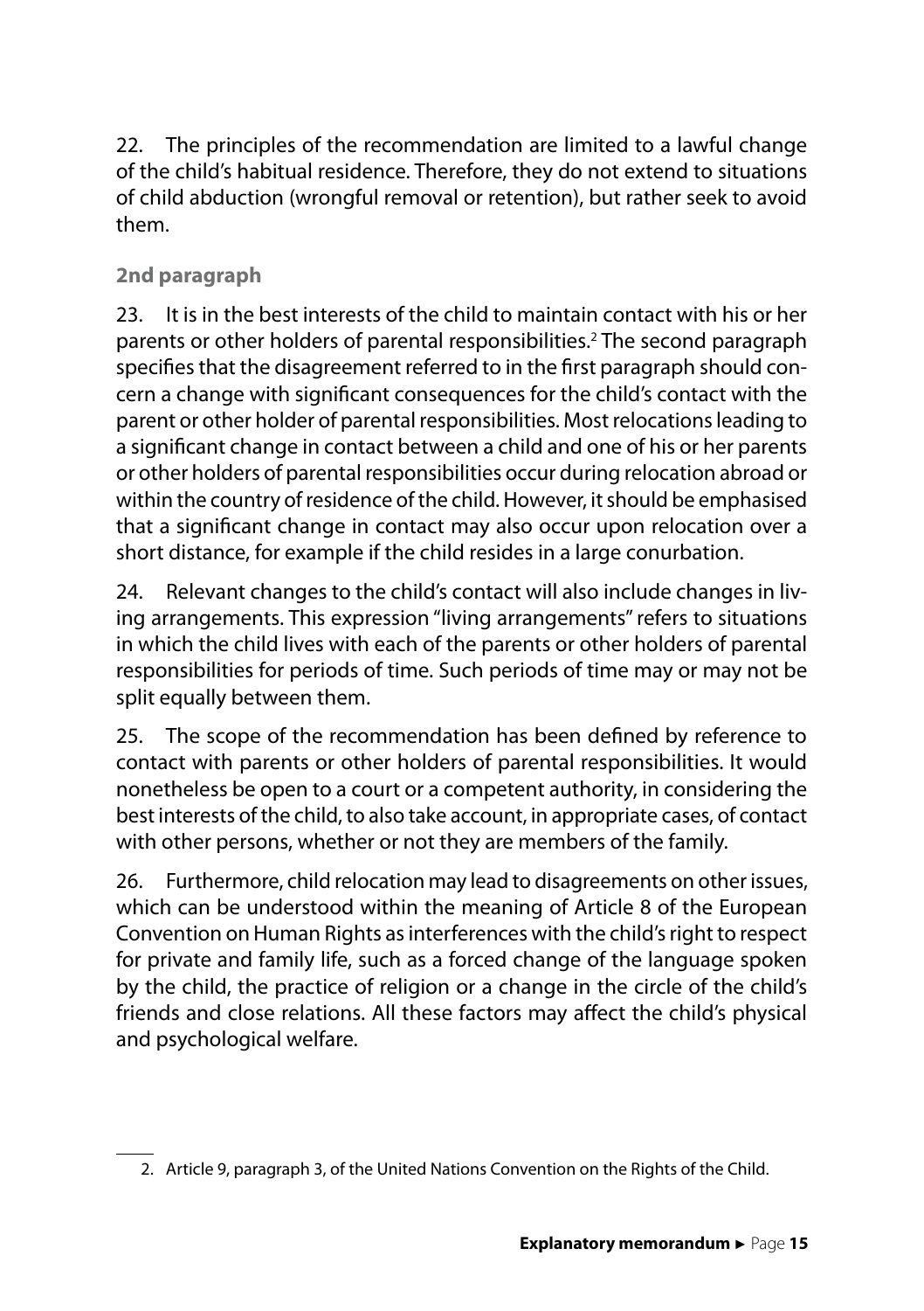22. The principles of the recommendation are limited to a lawful change of the child's habitual residence. Therefore, they do not extend to situations of child abduction (wrongful removal or retention), but rather seek to avoid them.

### 2nd paragraph

23. It is in the best interests of the child to maintain contact with his or her parents or other holders of parental responsibilities.[2] The second paragraph specifies that the disagreement referred to in the first paragraph should concern a change with significant consequences for the child's contact with the parent or other holder of parental responsibilities. Most relocations leading to a significant change in contact between a child and one of his or her parents or other holders of parental responsibilities occur during relocation abroad or within the country of residence of the child. However, it should be emphasised that a significant change in contact may also occur upon relocation over a short distance, for example if the child resides in a large conurbation.

24. Relevant changes to the child's contact will also include changes in living arrangements. This expression "living arrangements" refers to situations in which the child lives with each of the parents or other holders of parental responsibilities for periods of time. Such periods of time may or may not be split equally between them.

25. The scope of the recommendation has been defined by reference to contact with parents or other holders of parental responsibilities. It would nonetheless be open to a court or a competent authority, in considering the best interests of the child, to also take account, in appropriate cases, of contact with other persons, whether or not they are members of the family.

26. Furthermore, child relocation may lead to disagreements on other issues, which can be understood within the meaning of Article 8 of the European Convention on Human Rights as interferences with the child's right to respect for private and family life, such as a forced change of the language spoken by the child, the practice of religion or a change in the circle of the child's friends and close relations. All these factors may affect the child's physical and psychological welfare.

---

2. Article 9, paragraph 3, of the United Nations Convention on the Rights of the Child.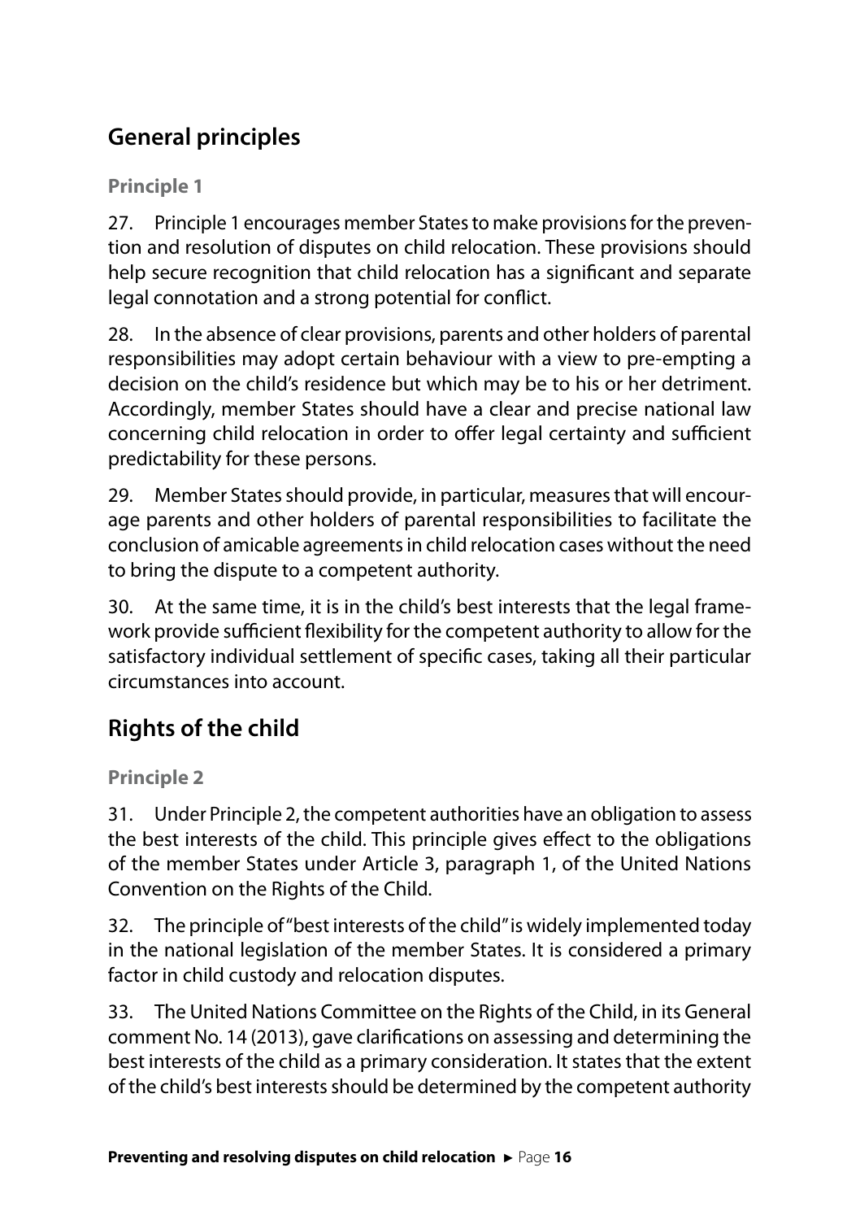## General principles

### Principle 1

27. Principle 1 encourages member States to make provisions for the prevention and resolution of disputes on child relocation. These provisions should help secure recognition that child relocation has a significant and separate legal connotation and a strong potential for conflict.

28. In the absence of clear provisions, parents and other holders of parental responsibilities may adopt certain behaviour with a view to pre-empting a decision on the child's residence but which may be to his or her detriment. Accordingly, member States should have a clear and precise national law concerning child relocation in order to offer legal certainty and sufficient predictability for these persons.

29. Member States should provide, in particular, measures that will encourage parents and other holders of parental responsibilities to facilitate the conclusion of amicable agreements in child relocation cases without the need to bring the dispute to a competent authority.

30. At the same time, it is in the child's best interests that the legal framework provide sufficient flexibility for the competent authority to allow for the satisfactory individual settlement of specific cases, taking all their particular circumstances into account.

## Rights of the child

### Principle 2

31. Under Principle 2, the competent authorities have an obligation to assess the best interests of the child. This principle gives effect to the obligations of the member States under Article 3, paragraph 1, of the United Nations Convention on the Rights of the Child.

32. The principle of "best interests of the child" is widely implemented today in the national legislation of the member States. It is considered a primary factor in child custody and relocation disputes.

33. The United Nations Committee on the Rights of the Child, in its General comment No. 14 (2013), gave clarifications on assessing and determining the best interests of the child as a primary consideration. It states that the extent of the child's best interests should be determined by the competent authority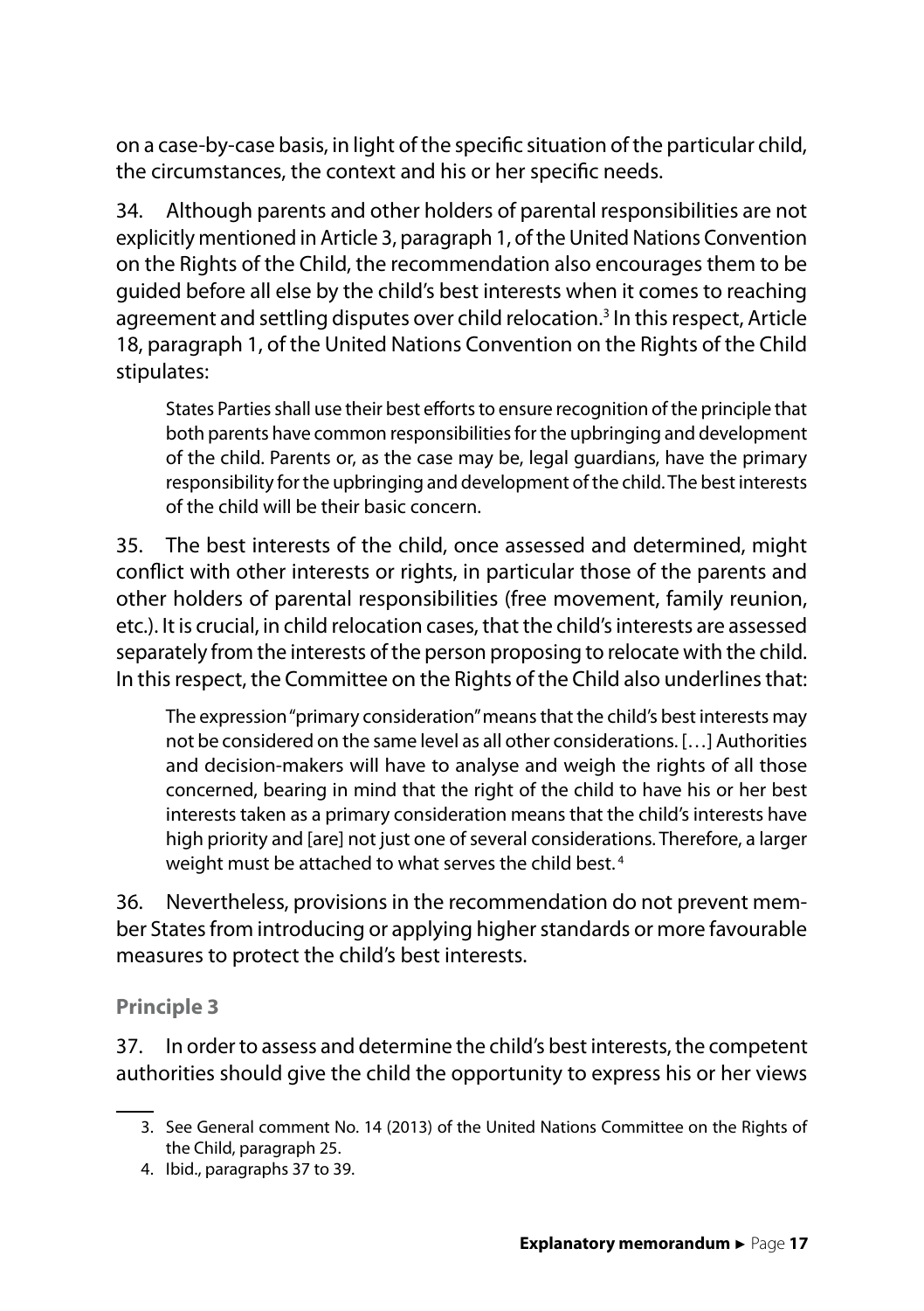on a case-by-case basis, in light of the specific situation of the particular child, the circumstances, the context and his or her specific needs.

34. Although parents and other holders of parental responsibilities are not explicitly mentioned in Article 3, paragraph 1, of the United Nations Convention on the Rights of the Child, the recommendation also encourages them to be guided before all else by the child's best interests when it comes to reaching agreement and settling disputes over child relocation.[3] In this respect, Article 18, paragraph 1, of the United Nations Convention on the Rights of the Child stipulates:

> States Parties shall use their best efforts to ensure recognition of the principle that both parents have common responsibilities for the upbringing and development of the child. Parents or, as the case may be, legal guardians, have the primary responsibility for the upbringing and development of the child. The best interests of the child will be their basic concern.

35. The best interests of the child, once assessed and determined, might conflict with other interests or rights, in particular those of the parents and other holders of parental responsibilities (free movement, family reunion, etc.). It is crucial, in child relocation cases, that the child's interests are assessed separately from the interests of the person proposing to relocate with the child. In this respect, the Committee on the Rights of the Child also underlines that:

> The expression "primary consideration" means that the child's best interests may not be considered on the same level as all other considerations. […] Authorities and decision-makers will have to analyse and weigh the rights of all those concerned, bearing in mind that the right of the child to have his or her best interests taken as a primary consideration means that the child's interests have high priority and [are] not just one of several considerations. Therefore, a larger weight must be attached to what serves the child best.[4]

36. Nevertheless, provisions in the recommendation do not prevent member States from introducing or applying higher standards or more favourable measures to protect the child's best interests.

### Principle 3

37. In order to assess and determine the child's best interests, the competent authorities should give the child the opportunity to express his or her views

---

3. See General comment No. 14 (2013) of the United Nations Committee on the Rights of the Child, paragraph 25.
4. Ibid., paragraphs 37 to 39.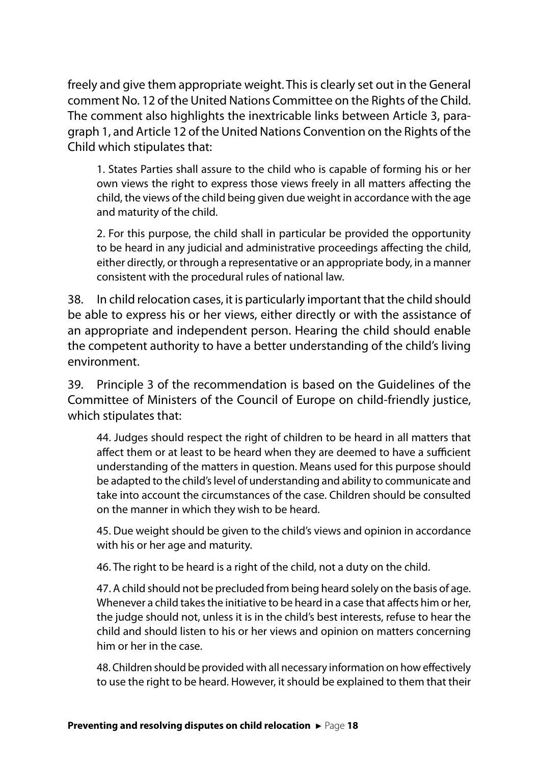freely and give them appropriate weight. This is clearly set out in the General comment No. 12 of the United Nations Committee on the Rights of the Child. The comment also highlights the inextricable links between Article 3, paragraph 1, and Article 12 of the United Nations Convention on the Rights of the Child which stipulates that:

> 1. States Parties shall assure to the child who is capable of forming his or her own views the right to express those views freely in all matters affecting the child, the views of the child being given due weight in accordance with the age and maturity of the child.
>
> 2. For this purpose, the child shall in particular be provided the opportunity to be heard in any judicial and administrative proceedings affecting the child, either directly, or through a representative or an appropriate body, in a manner consistent with the procedural rules of national law.

38. In child relocation cases, it is particularly important that the child should be able to express his or her views, either directly or with the assistance of an appropriate and independent person. Hearing the child should enable the competent authority to have a better understanding of the child's living environment.

39. Principle 3 of the recommendation is based on the Guidelines of the Committee of Ministers of the Council of Europe on child-friendly justice, which stipulates that:

> 44. Judges should respect the right of children to be heard in all matters that affect them or at least to be heard when they are deemed to have a sufficient understanding of the matters in question. Means used for this purpose should be adapted to the child's level of understanding and ability to communicate and take into account the circumstances of the case. Children should be consulted on the manner in which they wish to be heard.
>
> 45. Due weight should be given to the child's views and opinion in accordance with his or her age and maturity.
>
> 46. The right to be heard is a right of the child, not a duty on the child.
>
> 47. A child should not be precluded from being heard solely on the basis of age. Whenever a child takes the initiative to be heard in a case that affects him or her, the judge should not, unless it is in the child's best interests, refuse to hear the child and should listen to his or her views and opinion on matters concerning him or her in the case.
>
> 48. Children should be provided with all necessary information on how effectively to use the right to be heard. However, it should be explained to them that their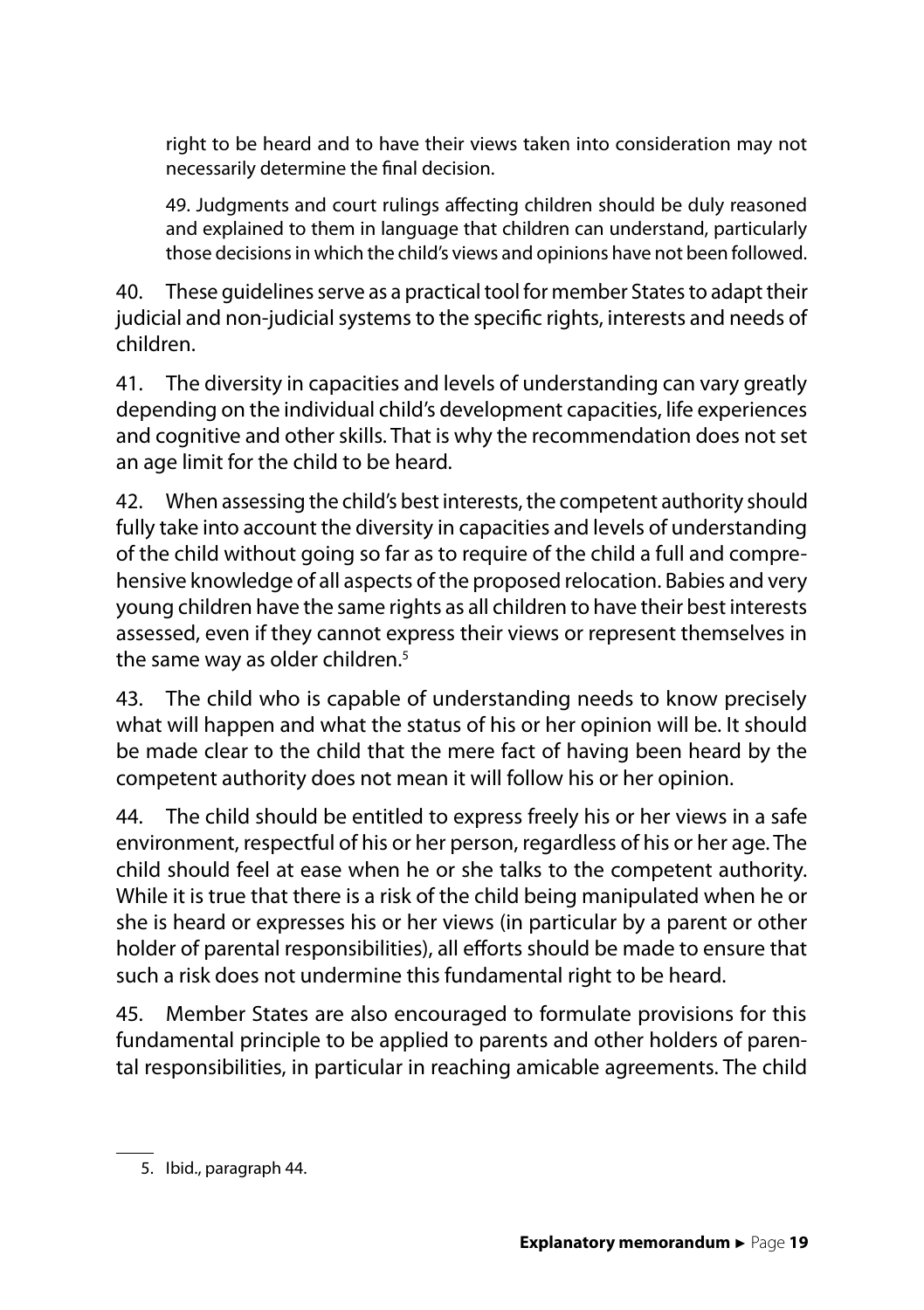right to be heard and to have their views taken into consideration may not necessarily determine the final decision.

49. Judgments and court rulings affecting children should be duly reasoned and explained to them in language that children can understand, particularly those decisions in which the child's views and opinions have not been followed.

40. These guidelines serve as a practical tool for member States to adapt their judicial and non-judicial systems to the specific rights, interests and needs of children.

41. The diversity in capacities and levels of understanding can vary greatly depending on the individual child's development capacities, life experiences and cognitive and other skills. That is why the recommendation does not set an age limit for the child to be heard.

42. When assessing the child's best interests, the competent authority should fully take into account the diversity in capacities and levels of understanding of the child without going so far as to require of the child a full and comprehensive knowledge of all aspects of the proposed relocation. Babies and very young children have the same rights as all children to have their best interests assessed, even if they cannot express their views or represent themselves in the same way as older children.[5]

43. The child who is capable of understanding needs to know precisely what will happen and what the status of his or her opinion will be. It should be made clear to the child that the mere fact of having been heard by the competent authority does not mean it will follow his or her opinion.

44. The child should be entitled to express freely his or her views in a safe environment, respectful of his or her person, regardless of his or her age. The child should feel at ease when he or she talks to the competent authority. While it is true that there is a risk of the child being manipulated when he or she is heard or expresses his or her views (in particular by a parent or other holder of parental responsibilities), all efforts should be made to ensure that such a risk does not undermine this fundamental right to be heard.

45. Member States are also encouraged to formulate provisions for this fundamental principle to be applied to parents and other holders of parental responsibilities, in particular in reaching amicable agreements. The child

5. Ibid., paragraph 44.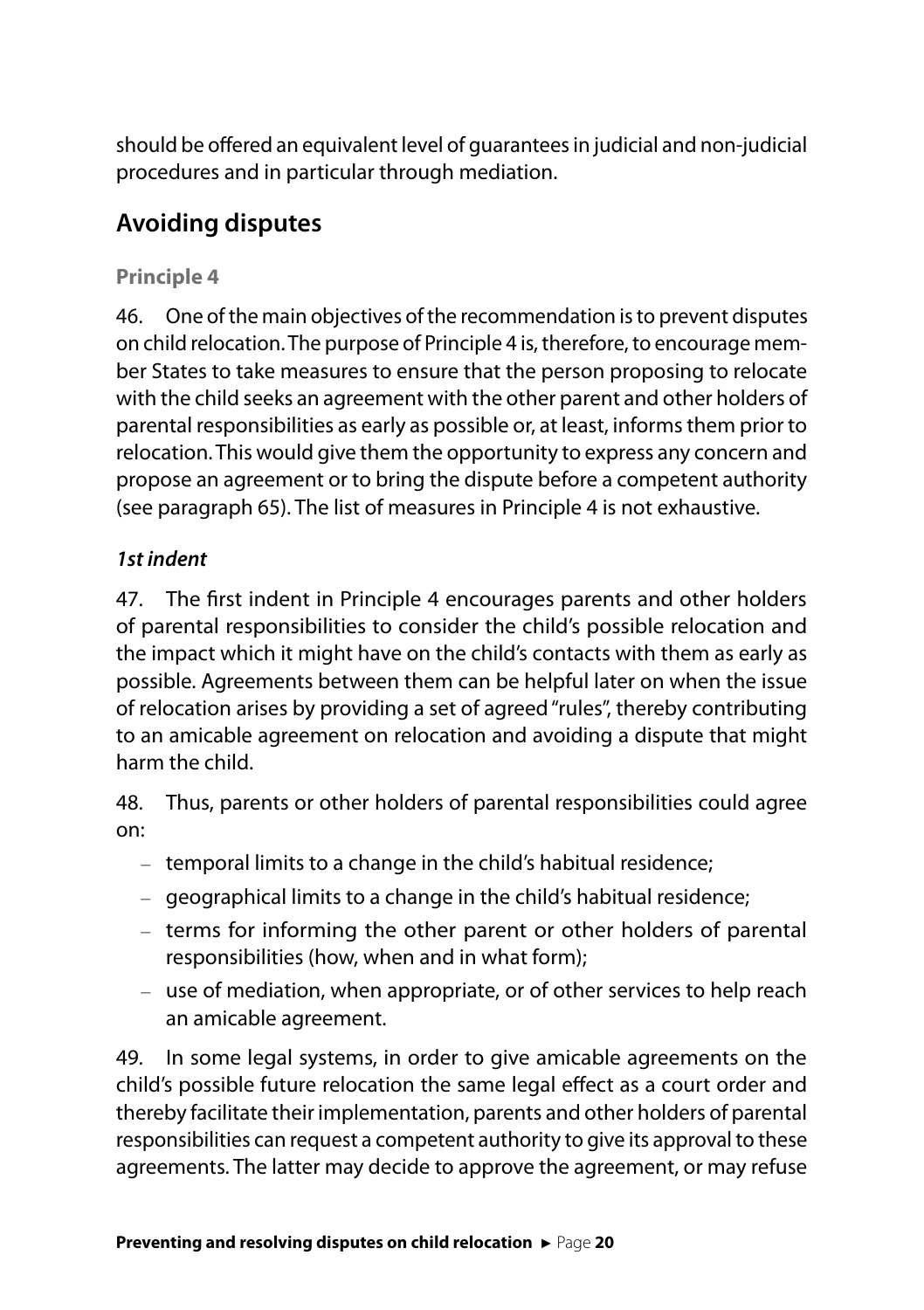should be offered an equivalent level of guarantees in judicial and non-judicial procedures and in particular through mediation.

## Avoiding disputes

### Principle 4

46. One of the main objectives of the recommendation is to prevent disputes on child relocation. The purpose of Principle 4 is, therefore, to encourage member States to take measures to ensure that the person proposing to relocate with the child seeks an agreement with the other parent and other holders of parental responsibilities as early as possible or, at least, informs them prior to relocation. This would give them the opportunity to express any concern and propose an agreement or to bring the dispute before a competent authority (see paragraph 65). The list of measures in Principle 4 is not exhaustive.

#### *1st indent*

47. The first indent in Principle 4 encourages parents and other holders of parental responsibilities to consider the child's possible relocation and the impact which it might have on the child's contacts with them as early as possible. Agreements between them can be helpful later on when the issue of relocation arises by providing a set of agreed "rules", thereby contributing to an amicable agreement on relocation and avoiding a dispute that might harm the child.

48. Thus, parents or other holders of parental responsibilities could agree on:

- temporal limits to a change in the child's habitual residence;
- geographical limits to a change in the child's habitual residence;
- terms for informing the other parent or other holders of parental responsibilities (how, when and in what form);
- use of mediation, when appropriate, or of other services to help reach an amicable agreement.

49. In some legal systems, in order to give amicable agreements on the child's possible future relocation the same legal effect as a court order and thereby facilitate their implementation, parents and other holders of parental responsibilities can request a competent authority to give its approval to these agreements. The latter may decide to approve the agreement, or may refuse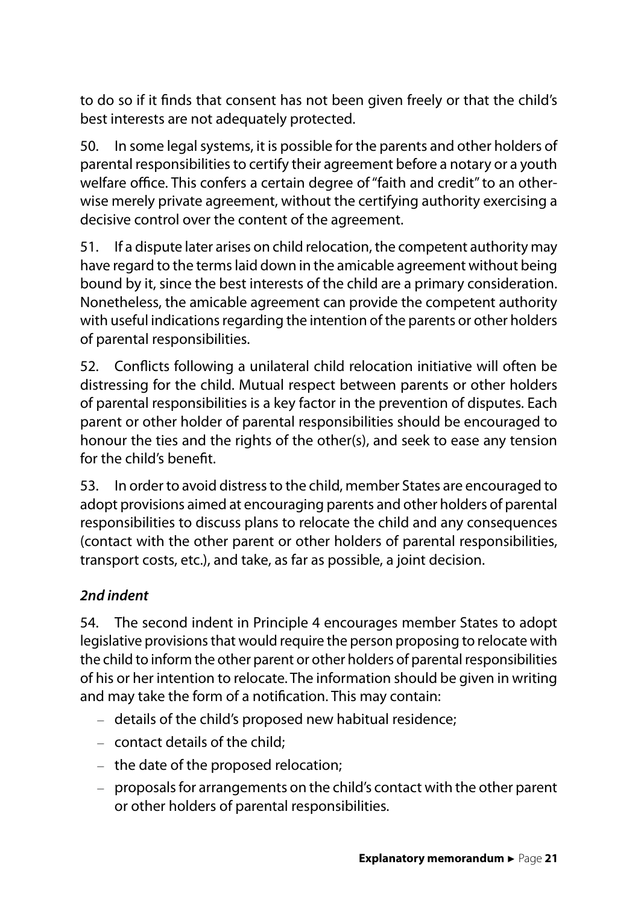to do so if it finds that consent has not been given freely or that the child's best interests are not adequately protected.

50. In some legal systems, it is possible for the parents and other holders of parental responsibilities to certify their agreement before a notary or a youth welfare office. This confers a certain degree of "faith and credit" to an otherwise merely private agreement, without the certifying authority exercising a decisive control over the content of the agreement.

51. If a dispute later arises on child relocation, the competent authority may have regard to the terms laid down in the amicable agreement without being bound by it, since the best interests of the child are a primary consideration. Nonetheless, the amicable agreement can provide the competent authority with useful indications regarding the intention of the parents or other holders of parental responsibilities.

52. Conflicts following a unilateral child relocation initiative will often be distressing for the child. Mutual respect between parents or other holders of parental responsibilities is a key factor in the prevention of disputes. Each parent or other holder of parental responsibilities should be encouraged to honour the ties and the rights of the other(s), and seek to ease any tension for the child's benefit.

53. In order to avoid distress to the child, member States are encouraged to adopt provisions aimed at encouraging parents and other holders of parental responsibilities to discuss plans to relocate the child and any consequences (contact with the other parent or other holders of parental responsibilities, transport costs, etc.), and take, as far as possible, a joint decision.

***2nd indent***

54. The second indent in Principle 4 encourages member States to adopt legislative provisions that would require the person proposing to relocate with the child to inform the other parent or other holders of parental responsibilities of his or her intention to relocate. The information should be given in writing and may take the form of a notification. This may contain:

- details of the child's proposed new habitual residence;
- contact details of the child;
- the date of the proposed relocation;
- proposals for arrangements on the child's contact with the other parent or other holders of parental responsibilities.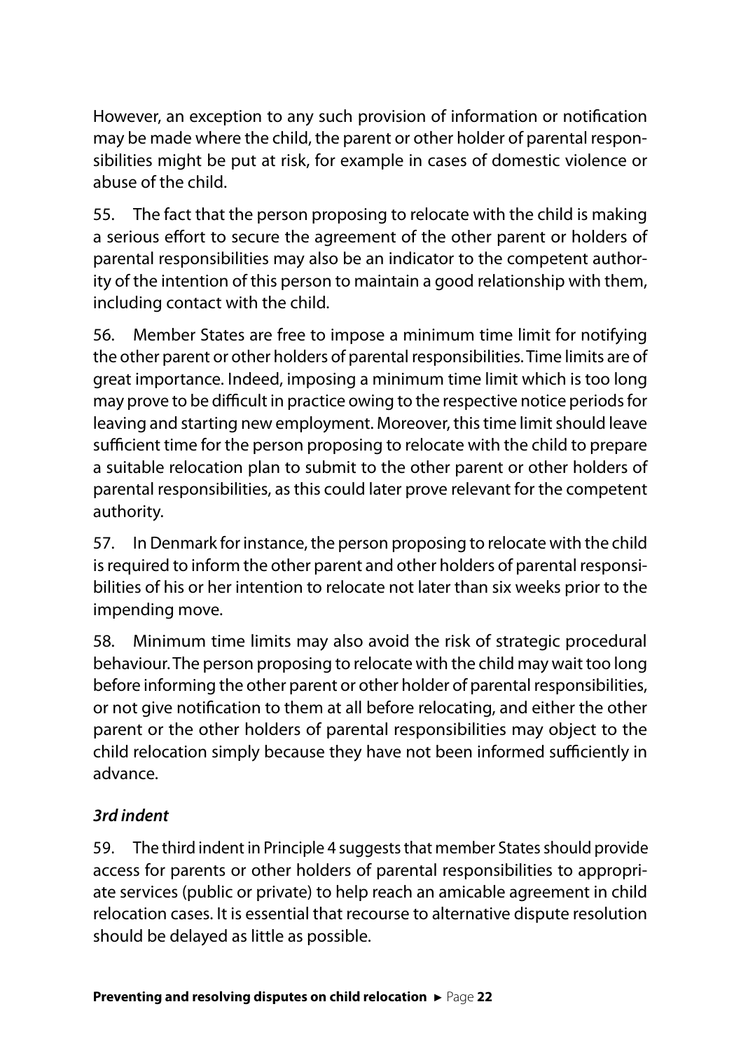However, an exception to any such provision of information or notification may be made where the child, the parent or other holder of parental responsibilities might be put at risk, for example in cases of domestic violence or abuse of the child.

55. The fact that the person proposing to relocate with the child is making a serious effort to secure the agreement of the other parent or holders of parental responsibilities may also be an indicator to the competent authority of the intention of this person to maintain a good relationship with them, including contact with the child.

56. Member States are free to impose a minimum time limit for notifying the other parent or other holders of parental responsibilities. Time limits are of great importance. Indeed, imposing a minimum time limit which is too long may prove to be difficult in practice owing to the respective notice periods for leaving and starting new employment. Moreover, this time limit should leave sufficient time for the person proposing to relocate with the child to prepare a suitable relocation plan to submit to the other parent or other holders of parental responsibilities, as this could later prove relevant for the competent authority.

57. In Denmark for instance, the person proposing to relocate with the child is required to inform the other parent and other holders of parental responsibilities of his or her intention to relocate not later than six weeks prior to the impending move.

58. Minimum time limits may also avoid the risk of strategic procedural behaviour. The person proposing to relocate with the child may wait too long before informing the other parent or other holder of parental responsibilities, or not give notification to them at all before relocating, and either the other parent or the other holders of parental responsibilities may object to the child relocation simply because they have not been informed sufficiently in advance.

***3rd indent***

59. The third indent in Principle 4 suggests that member States should provide access for parents or other holders of parental responsibilities to appropriate services (public or private) to help reach an amicable agreement in child relocation cases. It is essential that recourse to alternative dispute resolution should be delayed as little as possible.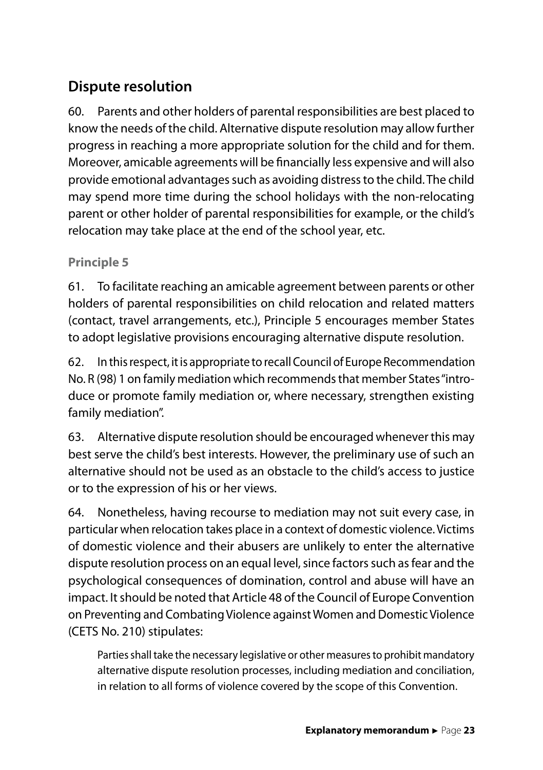## Dispute resolution

60. Parents and other holders of parental responsibilities are best placed to know the needs of the child. Alternative dispute resolution may allow further progress in reaching a more appropriate solution for the child and for them. Moreover, amicable agreements will be financially less expensive and will also provide emotional advantages such as avoiding distress to the child. The child may spend more time during the school holidays with the non-relocating parent or other holder of parental responsibilities for example, or the child's relocation may take place at the end of the school year, etc.

### Principle 5

61. To facilitate reaching an amicable agreement between parents or other holders of parental responsibilities on child relocation and related matters (contact, travel arrangements, etc.), Principle 5 encourages member States to adopt legislative provisions encouraging alternative dispute resolution.

62. In this respect, it is appropriate to recall Council of Europe Recommendation No. R (98) 1 on family mediation which recommends that member States "introduce or promote family mediation or, where necessary, strengthen existing family mediation".

63. Alternative dispute resolution should be encouraged whenever this may best serve the child's best interests. However, the preliminary use of such an alternative should not be used as an obstacle to the child's access to justice or to the expression of his or her views.

64. Nonetheless, having recourse to mediation may not suit every case, in particular when relocation takes place in a context of domestic violence. Victims of domestic violence and their abusers are unlikely to enter the alternative dispute resolution process on an equal level, since factors such as fear and the psychological consequences of domination, control and abuse will have an impact. It should be noted that Article 48 of the Council of Europe Convention on Preventing and Combating Violence against Women and Domestic Violence (CETS No. 210) stipulates:

> Parties shall take the necessary legislative or other measures to prohibit mandatory alternative dispute resolution processes, including mediation and conciliation, in relation to all forms of violence covered by the scope of this Convention.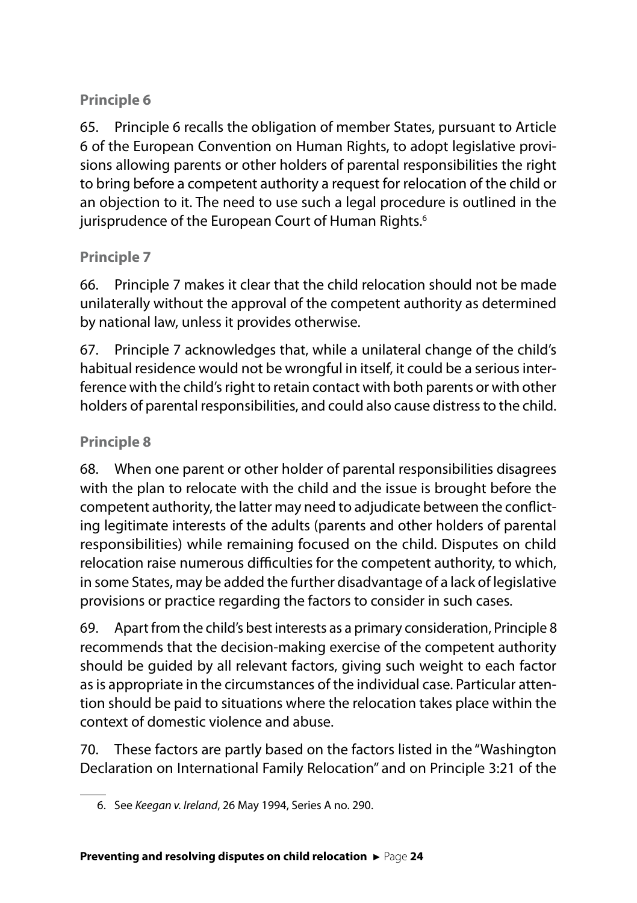### Principle 6

65. Principle 6 recalls the obligation of member States, pursuant to Article 6 of the European Convention on Human Rights, to adopt legislative provisions allowing parents or other holders of parental responsibilities the right to bring before a competent authority a request for relocation of the child or an objection to it. The need to use such a legal procedure is outlined in the jurisprudence of the European Court of Human Rights.[6]

### Principle 7

66. Principle 7 makes it clear that the child relocation should not be made unilaterally without the approval of the competent authority as determined by national law, unless it provides otherwise.

67. Principle 7 acknowledges that, while a unilateral change of the child's habitual residence would not be wrongful in itself, it could be a serious interference with the child's right to retain contact with both parents or with other holders of parental responsibilities, and could also cause distress to the child.

### Principle 8

68. When one parent or other holder of parental responsibilities disagrees with the plan to relocate with the child and the issue is brought before the competent authority, the latter may need to adjudicate between the conflicting legitimate interests of the adults (parents and other holders of parental responsibilities) while remaining focused on the child. Disputes on child relocation raise numerous difficulties for the competent authority, to which, in some States, may be added the further disadvantage of a lack of legislative provisions or practice regarding the factors to consider in such cases.

69. Apart from the child's best interests as a primary consideration, Principle 8 recommends that the decision-making exercise of the competent authority should be guided by all relevant factors, giving such weight to each factor as is appropriate in the circumstances of the individual case. Particular attention should be paid to situations where the relocation takes place within the context of domestic violence and abuse.

70. These factors are partly based on the factors listed in the "Washington Declaration on International Family Relocation" and on Principle 3:21 of the

---

6. See *Keegan v. Ireland*, 26 May 1994, Series A no. 290.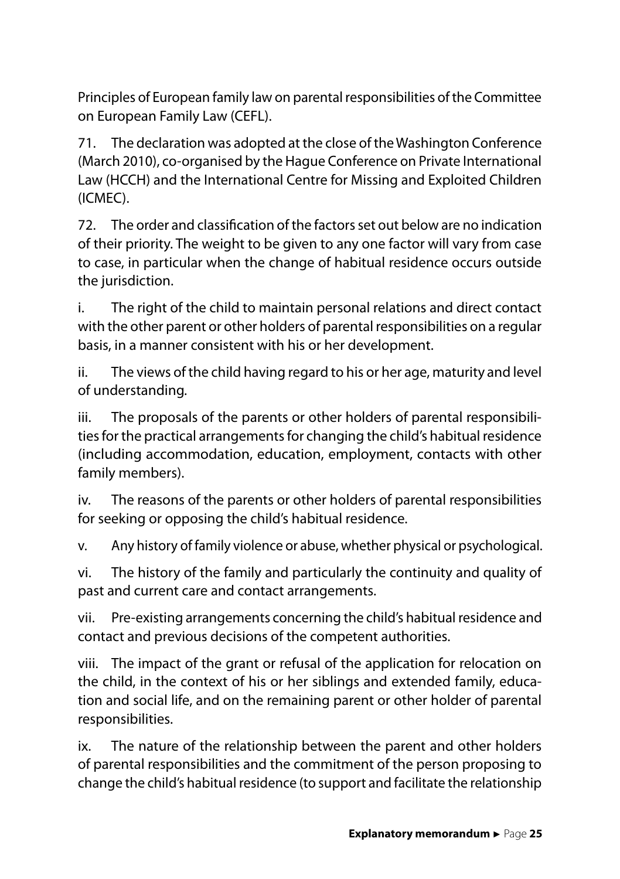Principles of European family law on parental responsibilities of the Committee on European Family Law (CEFL).

71. The declaration was adopted at the close of the Washington Conference (March 2010), co-organised by the Hague Conference on Private International Law (HCCH) and the International Centre for Missing and Exploited Children (ICMEC).

72. The order and classification of the factors set out below are no indication of their priority. The weight to be given to any one factor will vary from case to case, in particular when the change of habitual residence occurs outside the jurisdiction.

i. The right of the child to maintain personal relations and direct contact with the other parent or other holders of parental responsibilities on a regular basis, in a manner consistent with his or her development.

ii. The views of the child having regard to his or her age, maturity and level of understanding.

iii. The proposals of the parents or other holders of parental responsibilities for the practical arrangements for changing the child's habitual residence (including accommodation, education, employment, contacts with other family members).

iv. The reasons of the parents or other holders of parental responsibilities for seeking or opposing the child's habitual residence.

v. Any history of family violence or abuse, whether physical or psychological.

vi. The history of the family and particularly the continuity and quality of past and current care and contact arrangements.

vii. Pre-existing arrangements concerning the child's habitual residence and contact and previous decisions of the competent authorities.

viii. The impact of the grant or refusal of the application for relocation on the child, in the context of his or her siblings and extended family, education and social life, and on the remaining parent or other holder of parental responsibilities.

ix. The nature of the relationship between the parent and other holders of parental responsibilities and the commitment of the person proposing to change the child's habitual residence (to support and facilitate the relationship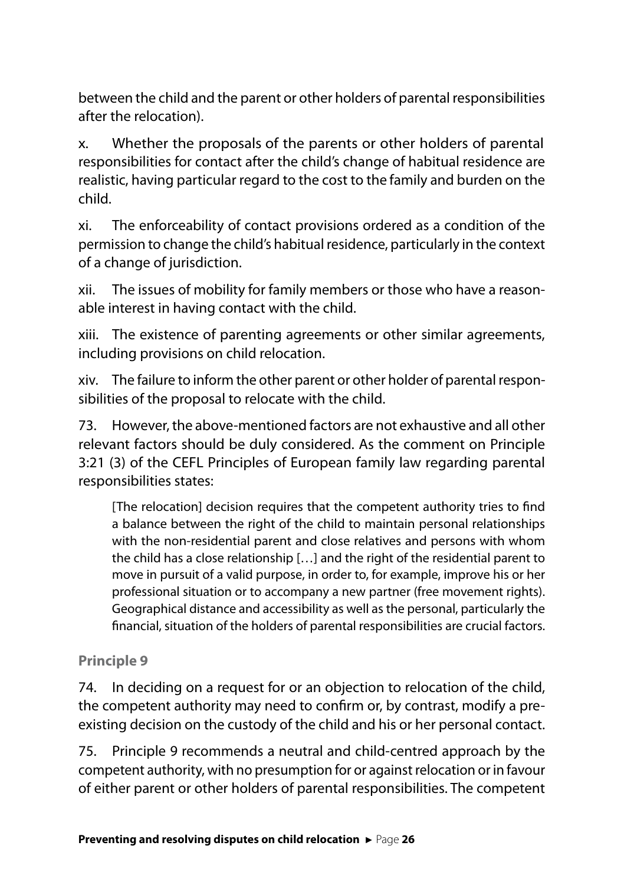between the child and the parent or other holders of parental responsibilities after the relocation).

x. Whether the proposals of the parents or other holders of parental responsibilities for contact after the child's change of habitual residence are realistic, having particular regard to the cost to the family and burden on the child.

xi. The enforceability of contact provisions ordered as a condition of the permission to change the child's habitual residence, particularly in the context of a change of jurisdiction.

xii. The issues of mobility for family members or those who have a reasonable interest in having contact with the child.

xiii. The existence of parenting agreements or other similar agreements, including provisions on child relocation.

xiv. The failure to inform the other parent or other holder of parental responsibilities of the proposal to relocate with the child.

73. However, the above-mentioned factors are not exhaustive and all other relevant factors should be duly considered. As the comment on Principle 3:21 (3) of the CEFL Principles of European family law regarding parental responsibilities states:

> [The relocation] decision requires that the competent authority tries to find a balance between the right of the child to maintain personal relationships with the non-residential parent and close relatives and persons with whom the child has a close relationship […] and the right of the residential parent to move in pursuit of a valid purpose, in order to, for example, improve his or her professional situation or to accompany a new partner (free movement rights). Geographical distance and accessibility as well as the personal, particularly the financial, situation of the holders of parental responsibilities are crucial factors.

### Principle 9

74. In deciding on a request for or an objection to relocation of the child, the competent authority may need to confirm or, by contrast, modify a pre-existing decision on the custody of the child and his or her personal contact.

75. Principle 9 recommends a neutral and child-centred approach by the competent authority, with no presumption for or against relocation or in favour of either parent or other holders of parental responsibilities. The competent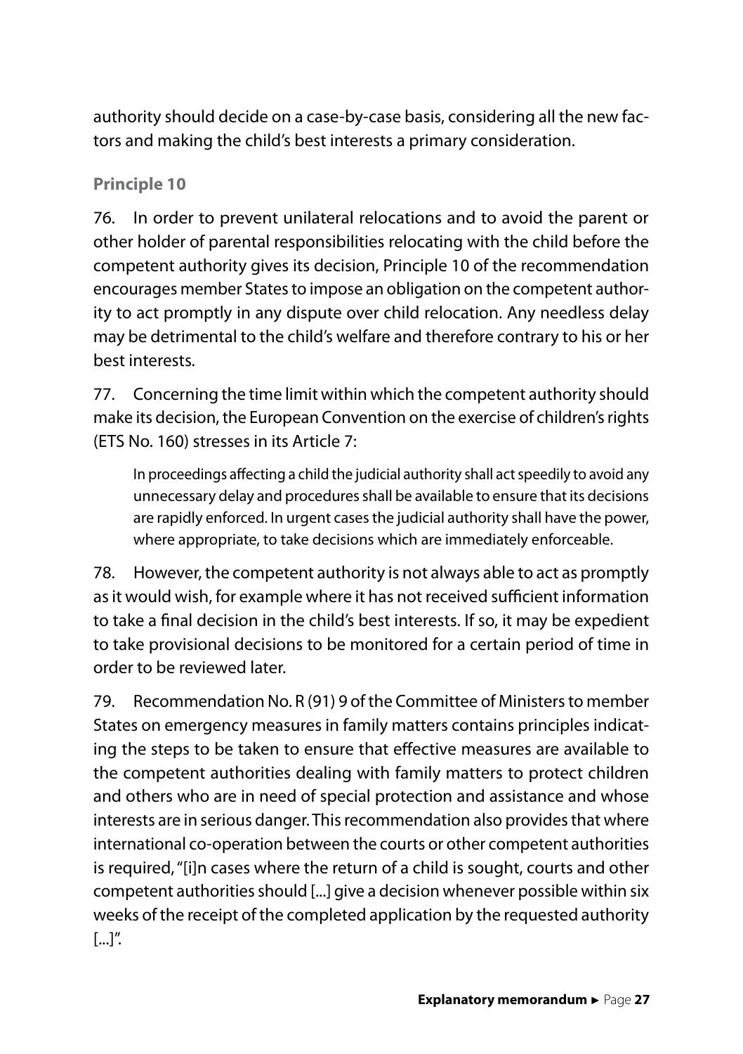authority should decide on a case-by-case basis, considering all the new factors and making the child's best interests a primary consideration.

### Principle 10

76. In order to prevent unilateral relocations and to avoid the parent or other holder of parental responsibilities relocating with the child before the competent authority gives its decision, Principle 10 of the recommendation encourages member States to impose an obligation on the competent authority to act promptly in any dispute over child relocation. Any needless delay may be detrimental to the child's welfare and therefore contrary to his or her best interests.

77. Concerning the time limit within which the competent authority should make its decision, the European Convention on the exercise of children's rights (ETS No. 160) stresses in its Article 7:

> In proceedings affecting a child the judicial authority shall act speedily to avoid any unnecessary delay and procedures shall be available to ensure that its decisions are rapidly enforced. In urgent cases the judicial authority shall have the power, where appropriate, to take decisions which are immediately enforceable.

78. However, the competent authority is not always able to act as promptly as it would wish, for example where it has not received sufficient information to take a final decision in the child's best interests. If so, it may be expedient to take provisional decisions to be monitored for a certain period of time in order to be reviewed later.

79. Recommendation No. R (91) 9 of the Committee of Ministers to member States on emergency measures in family matters contains principles indicating the steps to be taken to ensure that effective measures are available to the competent authorities dealing with family matters to protect children and others who are in need of special protection and assistance and whose interests are in serious danger. This recommendation also provides that where international co-operation between the courts or other competent authorities is required, "[i]n cases where the return of a child is sought, courts and other competent authorities should [...] give a decision whenever possible within six weeks of the receipt of the completed application by the requested authority [...]".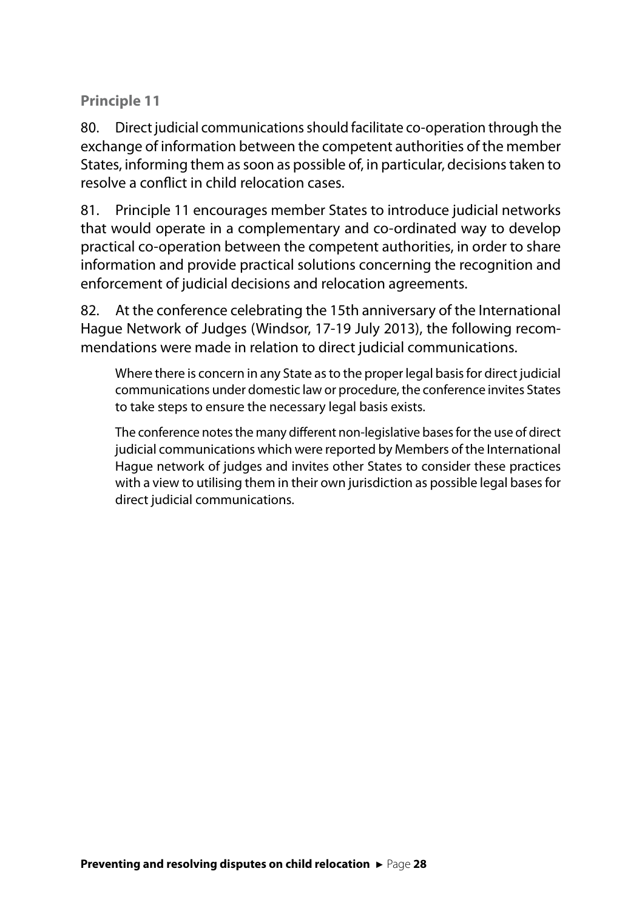### Principle 11

80. Direct judicial communications should facilitate co-operation through the exchange of information between the competent authorities of the member States, informing them as soon as possible of, in particular, decisions taken to resolve a conflict in child relocation cases.

81. Principle 11 encourages member States to introduce judicial networks that would operate in a complementary and co-ordinated way to develop practical co-operation between the competent authorities, in order to share information and provide practical solutions concerning the recognition and enforcement of judicial decisions and relocation agreements.

82. At the conference celebrating the 15th anniversary of the International Hague Network of Judges (Windsor, 17-19 July 2013), the following recommendations were made in relation to direct judicial communications.

> Where there is concern in any State as to the proper legal basis for direct judicial communications under domestic law or procedure, the conference invites States to take steps to ensure the necessary legal basis exists.
>
> The conference notes the many different non-legislative bases for the use of direct judicial communications which were reported by Members of the International Hague network of judges and invites other States to consider these practices with a view to utilising them in their own jurisdiction as possible legal bases for direct judicial communications.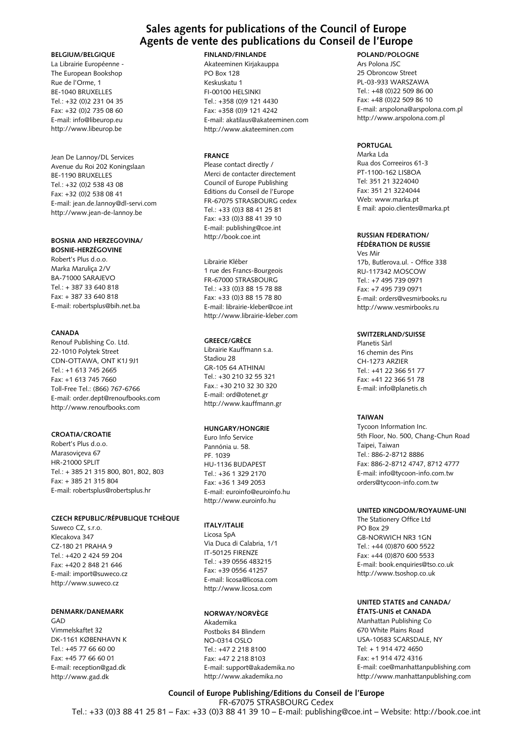# Sales agents for publications of the Council of Europe
# Agents de vente des publications du Conseil de l'Europe

**BELGIUM/BELGIQUE**
La Librairie Européenne -
The European Bookshop
Rue de l'Orme, 1
BE-1040 BRUXELLES
Tel.: +32 (0)2 231 04 35
Fax: +32 (0)2 735 08 60
E-mail: info@libeurop.eu
http://www.libeurop.be

Jean De Lannoy/DL Services
Avenue du Roi 202 Koningslaan
BE-1190 BRUXELLES
Tel.: +32 (0)2 538 43 08
Fax: +32 (0)2 538 08 41
E-mail: jean.de.lannoy@dl-servi.com
http://www.jean-de-lannoy.be

**BOSNIA AND HERZEGOVINA/ BOSNIE-HERZÉGOVINE**
Robert's Plus d.o.o.
Marka Maruliça 2/V
BA-71000 SARAJEVO
Tel.: + 387 33 640 818
Fax: + 387 33 640 818
E-mail: robertsplus@bih.net.ba

**CANADA**
Renouf Publishing Co. Ltd.
22-1010 Polytek Street
CDN-OTTAWA, ONT K1J 9J1
Tel.: +1 613 745 2665
Fax: +1 613 745 7660
Toll-Free Tel.: (866) 767-6766
E-mail: order.dept@renoufbooks.com
http://www.renoufbooks.com

**CROATIA/CROATIE**
Robert's Plus d.o.o.
Marasoviçeva 67
HR-21000 SPLIT
Tel.: + 385 21 315 800, 801, 802, 803
Fax: + 385 21 315 804
E-mail: robertsplus@robertsplus.hr

**CZECH REPUBLIC/RÉPUBLIQUE TCHÈQUE**
Suweco CZ, s.r.o.
Klecakova 347
CZ-180 21 PRAHA 9
Tel.: +420 2 424 59 204
Fax: +420 2 848 21 646
E-mail: import@suweco.cz
http://www.suweco.cz

**DENMARK/DANEMARK**
GAD
Vimmelskaftet 32
DK-1161 KØBENHAVN K
Tel.: +45 77 66 60 00
Fax: +45 77 66 60 01
E-mail: reception@gad.dk
http://www.gad.dk

**FINLAND/FINLANDE**
Akateeminen Kirjakauppa
PO Box 128
Keskuskatu 1
FI-00100 HELSINKI
Tel.: +358 (0)9 121 4430
Fax: +358 (0)9 121 4242
E-mail: akatilaus@akateeminen.com
http://www.akateeminen.com

**FRANCE**
Please contact directly /
Merci de contacter directement
Council of Europe Publishing
Editions du Conseil de l'Europe
FR-67075 STRASBOURG cedex
Tel.: +33 (0)3 88 41 25 81
Fax: +33 (0)3 88 41 39 10
E-mail: publishing@coe.int
http://book.coe.int

Librairie Kléber
1 rue des Francs-Bourgeois
FR-67000 STRASBOURG
Tel.: +33 (0)3 88 15 78 88
Fax: +33 (0)3 88 15 78 80
E-mail: librairie-kleber@coe.int
http://www.librairie-kleber.com

**GREECE/GRÈCE**
Librairie Kauffmann s.a.
Stadiou 28
GR-105 64 ATHINAI
Tel.: +30 210 32 55 321
Fax.: +30 210 32 30 320
E-mail: ord@otenet.gr
http://www.kauffmann.gr

**HUNGARY/HONGRIE**
Euro Info Service
Pannónia u. 58.
PF. 1039
HU-1136 BUDAPEST
Tel.: +36 1 329 2170
Fax: +36 1 349 2053
E-mail: euroinfo@euroinfo.hu
http://www.euroinfo.hu

**ITALY/ITALIE**
Licosa SpA
Via Duca di Calabria, 1/1
IT-50125 FIRENZE
Tel.: +39 0556 483215
Fax: +39 0556 41257
E-mail: licosa@licosa.com
http://www.licosa.com

**NORWAY/NORVÈGE**
Akademika
Postboks 84 Blindern
NO-0314 OSLO
Tel.: +47 2 218 8100
Fax: +47 2 218 8103
E-mail: support@akademika.no
http://www.akademika.no

**POLAND/POLOGNE**
Ars Polona JSC
25 Obroncow Street
PL-03-933 WARSZAWA
Tel.: +48 (0)22 509 86 00
Fax: +48 (0)22 509 86 10
E-mail: arspolona@arspolona.com.pl
http://www.arspolona.com.pl

**PORTUGAL**
Marka Lda
Rua dos Correeiros 61-3
PT-1100-162 LISBOA
Tel: 351 21 3224040
Fax: 351 21 3224044
Web: www.marka.pt
E mail: apoio.clientes@marka.pt

**RUSSIAN FEDERATION/ FÉDÉRATION DE RUSSIE**
Ves Mir
17b, Butlerova.ul. - Office 338
RU-117342 MOSCOW
Tel.: +7 495 739 0971
Fax: +7 495 739 0971
E-mail: orders@vesmirbooks.ru
http://www.vesmirbooks.ru

**SWITZERLAND/SUISSE**
Planetis Sàrl
16 chemin des Pins
CH-1273 ARZIER
Tel.: +41 22 366 51 77
Fax: +41 22 366 51 78
E-mail: info@planetis.ch

**TAIWAN**
Tycoon Information Inc.
5th Floor, No. 500, Chang-Chun Road
Taipei, Taiwan
Tel.: 886-2-8712 8886
Fax: 886-2-8712 4747, 8712 4777
E-mail: info@tycoon-info.com.tw
orders@tycoon-info.com.tw

**UNITED KINGDOM/ROYAUME-UNI**
The Stationery Office Ltd
PO Box 29
GB-NORWICH NR3 1GN
Tel.: +44 (0)870 600 5522
Fax: +44 (0)870 600 5533
E-mail: book.enquiries@tso.co.uk
http://www.tsoshop.co.uk

**UNITED STATES and CANADA/ ÉTATS-UNIS et CANADA**
Manhattan Publishing Co
670 White Plains Road
USA-10583 SCARSDALE, NY
Tel: + 1 914 472 4650
Fax: +1 914 472 4316
E-mail: coe@manhattanpublishing.com
http://www.manhattanpublishing.com

**Council of Europe Publishing/Editions du Conseil de l'Europe**
FR-67075 STRASBOURG Cedex
Tel.: +33 (0)3 88 41 25 81 – Fax: +33 (0)3 88 41 39 10 – E-mail: publishing@coe.int – Website: http://book.coe.int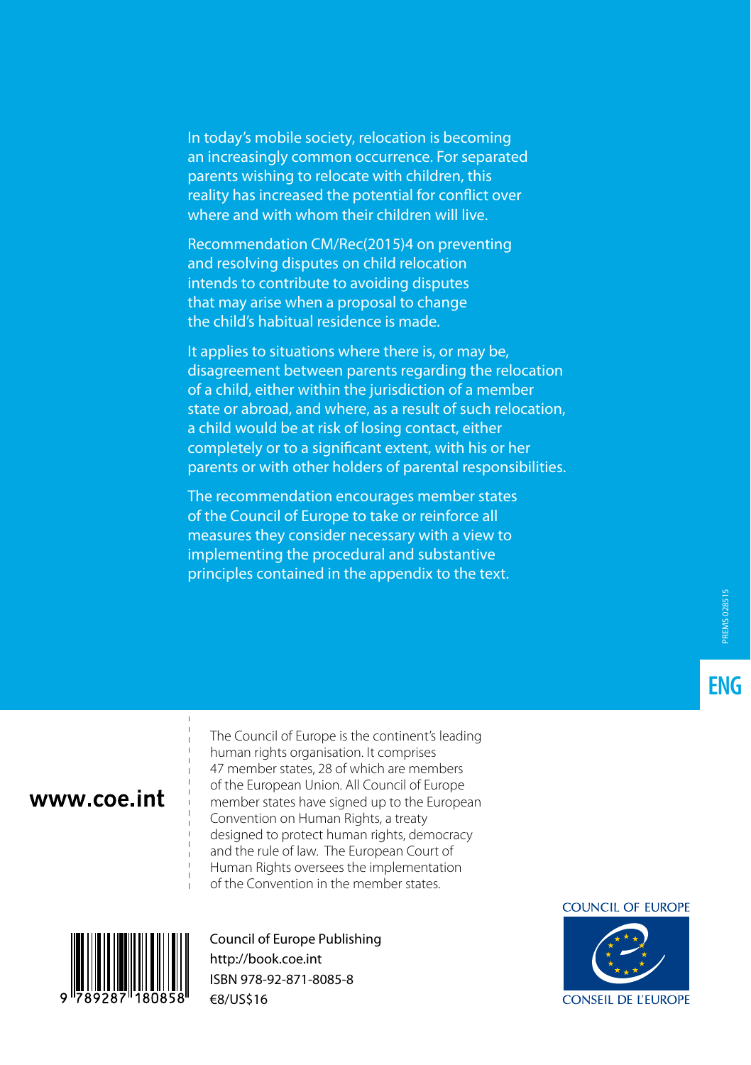In today's mobile society, relocation is becoming an increasingly common occurrence. For separated parents wishing to relocate with children, this reality has increased the potential for conflict over where and with whom their children will live.

Recommendation CM/Rec(2015)4 on preventing and resolving disputes on child relocation intends to contribute to avoiding disputes that may arise when a proposal to change the child's habitual residence is made.

It applies to situations where there is, or may be, disagreement between parents regarding the relocation of a child, either within the jurisdiction of a member state or abroad, and where, as a result of such relocation, a child would be at risk of losing contact, either completely or to a significant extent, with his or her parents or with other holders of parental responsibilities.

The recommendation encourages member states of the Council of Europe to take or reinforce all measures they consider necessary with a view to implementing the procedural and substantive principles contained in the appendix to the text.

PREMS 028515

ENG

www.coe.int

The Council of Europe is the continent's leading human rights organisation. It comprises 47 member states, 28 of which are members of the European Union. All Council of Europe member states have signed up to the European Convention on Human Rights, a treaty designed to protect human rights, democracy and the rule of law. The European Court of Human Rights oversees the implementation of the Convention in the member states.

9 789287 180858

Council of Europe Publishing
http://book.coe.int
ISBN 978-92-871-8085-8
€8/US$16

COUNCIL OF EUROPE

CONSEIL DE L'EUROPE